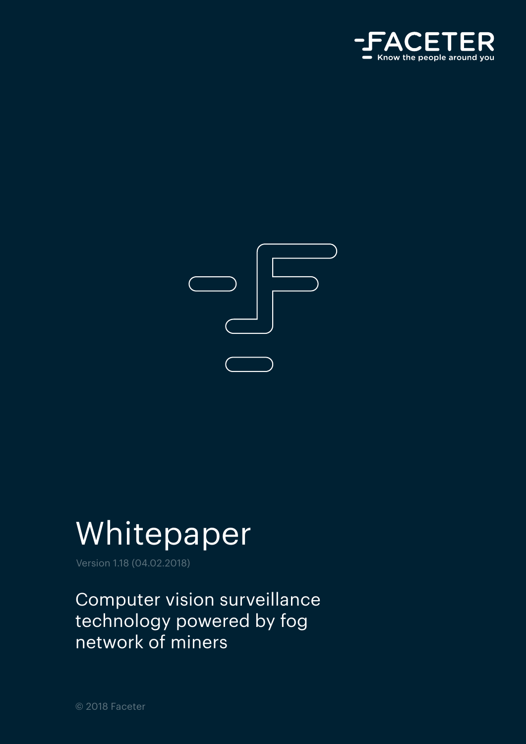FACETER
Know the people around you

# Whitepaper

Version 1.18 (04.02.2018)

## Computer vision surveillance technology powered by fog network of miners

© 2018 Faceter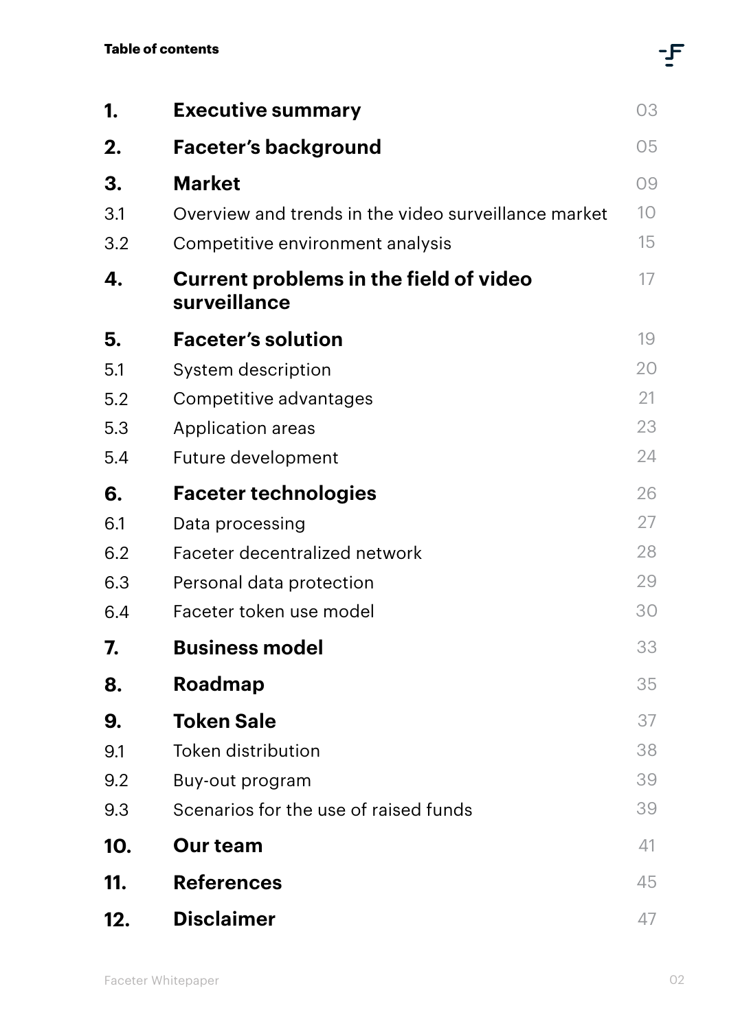**Table of contents**

| | | |
|---|---|---|
| **1.** | **Executive summary** | 03 |
| **2.** | **Faceter's background** | 05 |
| **3.** | **Market** | 09 |
| 3.1 | Overview and trends in the video surveillance market | 10 |
| 3.2 | Competitive environment analysis | 15 |
| **4.** | **Current problems in the field of video surveillance** | 17 |
| **5.** | **Faceter's solution** | 19 |
| 5.1 | System description | 20 |
| 5.2 | Competitive advantages | 21 |
| 5.3 | Application areas | 23 |
| 5.4 | Future development | 24 |
| **6.** | **Faceter technologies** | 26 |
| 6.1 | Data processing | 27 |
| 6.2 | Faceter decentralized network | 28 |
| 6.3 | Personal data protection | 29 |
| 6.4 | Faceter token use model | 30 |
| **7.** | **Business model** | 33 |
| **8.** | **Roadmap** | 35 |
| **9.** | **Token Sale** | 37 |
| 9.1 | Token distribution | 38 |
| 9.2 | Buy-out program | 39 |
| 9.3 | Scenarios for the use of raised funds | 39 |
| **10.** | **Our team** | 41 |
| **11.** | **References** | 45 |
| **12.** | **Disclaimer** | 47 |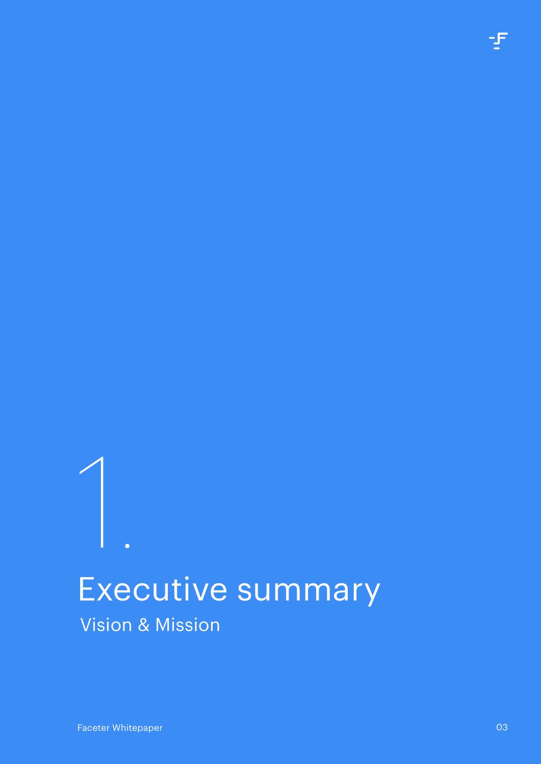# 1. Executive summary

## Vision & Mission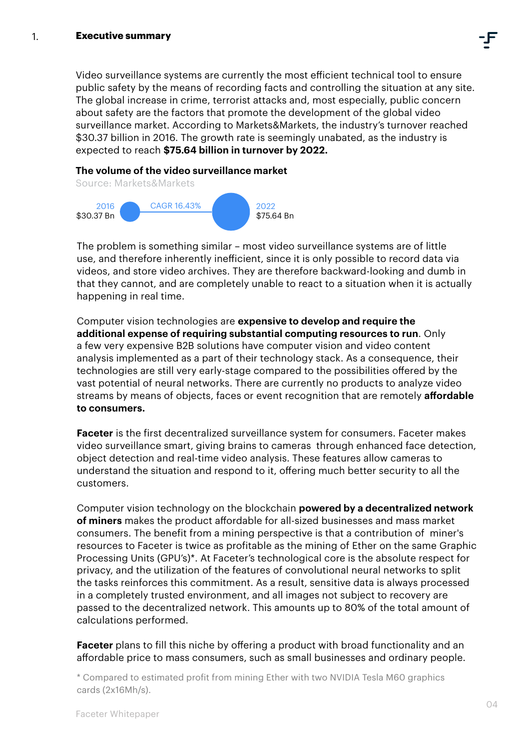## 1. Executive summary

Video surveillance systems are currently the most efficient technical tool to ensure public safety by the means of recording facts and controlling the situation at any site. The global increase in crime, terrorist attacks and, most especially, public concern about safety are the factors that promote the development of the global video surveillance market. According to Markets&Markets, the industry's turnover reached $30.37 billion in 2016. The growth rate is seemingly unabated, as the industry is expected to reach **$75.64 billion in turnover by 2022.**

**The volume of the video surveillance market**

Source: Markets&Markets

2016 $30.37 Bn — CAGR 16.43% — 2022 $75.64 Bn

The problem is something similar – most video surveillance systems are of little use, and therefore inherently inefficient, since it is only possible to record data via videos, and store video archives. They are therefore backward-looking and dumb in that they cannot, and are completely unable to react to a situation when it is actually happening in real time.

Computer vision technologies are **expensive to develop and require the additional expense of requiring substantial computing resources to run**. Only a few very expensive B2B solutions have computer vision and video content analysis implemented as a part of their technology stack. As a consequence, their technologies are still very early-stage compared to the possibilities offered by the vast potential of neural networks. There are currently no products to analyze video streams by means of objects, faces or event recognition that are remotely **affordable to consumers.**

**Faceter** is the first decentralized surveillance system for consumers. Faceter makes video surveillance smart, giving brains to cameras through enhanced face detection, object detection and real-time video analysis. These features allow cameras to understand the situation and respond to it, offering much better security to all the customers.

Computer vision technology on the blockchain **powered by a decentralized network of miners** makes the product affordable for all-sized businesses and mass market consumers. The benefit from a mining perspective is that a contribution of miner's resources to Faceter is twice as profitable as the mining of Ether on the same Graphic Processing Units (GPU's)*. At Faceter's technological core is the absolute respect for privacy, and the utilization of the features of convolutional neural networks to split the tasks reinforces this commitment. As a result, sensitive data is always processed in a completely trusted environment, and all images not subject to recovery are passed to the decentralized network. This amounts up to 80% of the total amount of calculations performed.

**Faceter** plans to fill this niche by offering a product with broad functionality and an affordable price to mass consumers, such as small businesses and ordinary people.

* Compared to estimated profit from mining Ether with two NVIDIA Tesla M60 graphics cards (2x16Mh/s).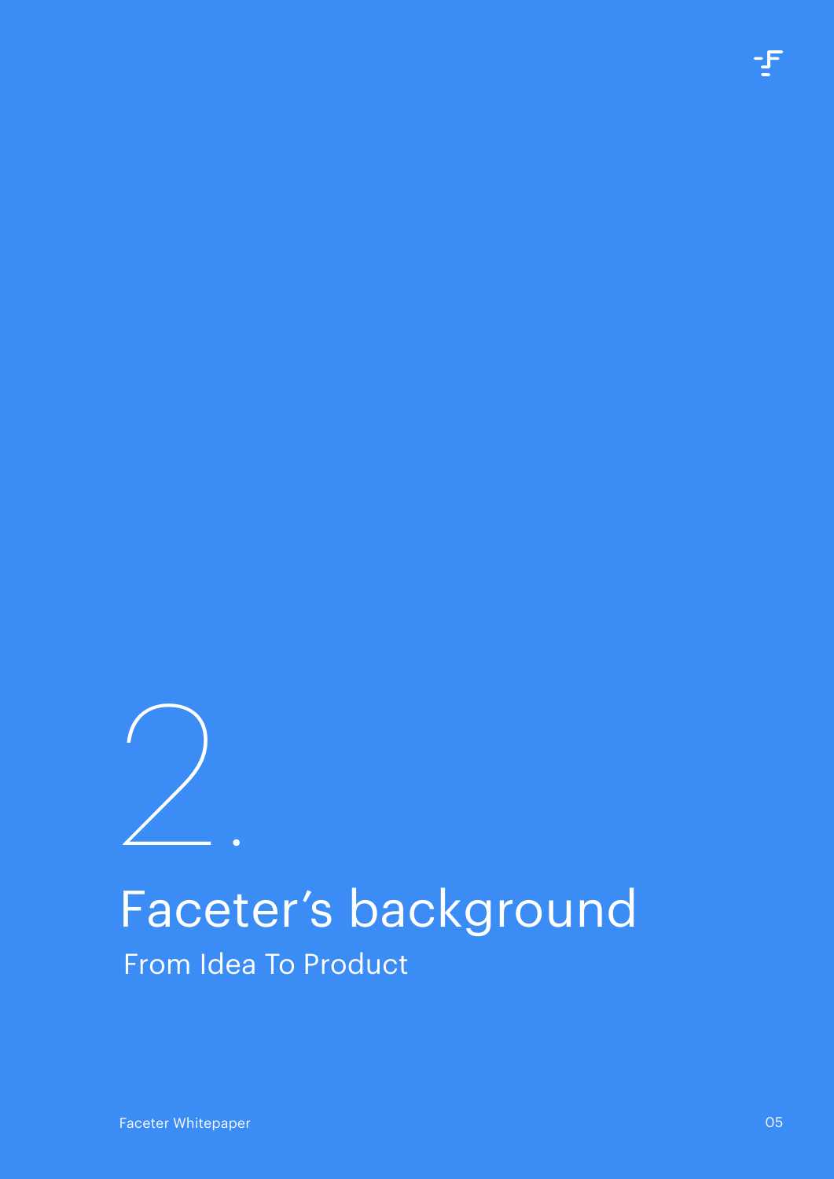# 2. Faceter's background

## From Idea To Product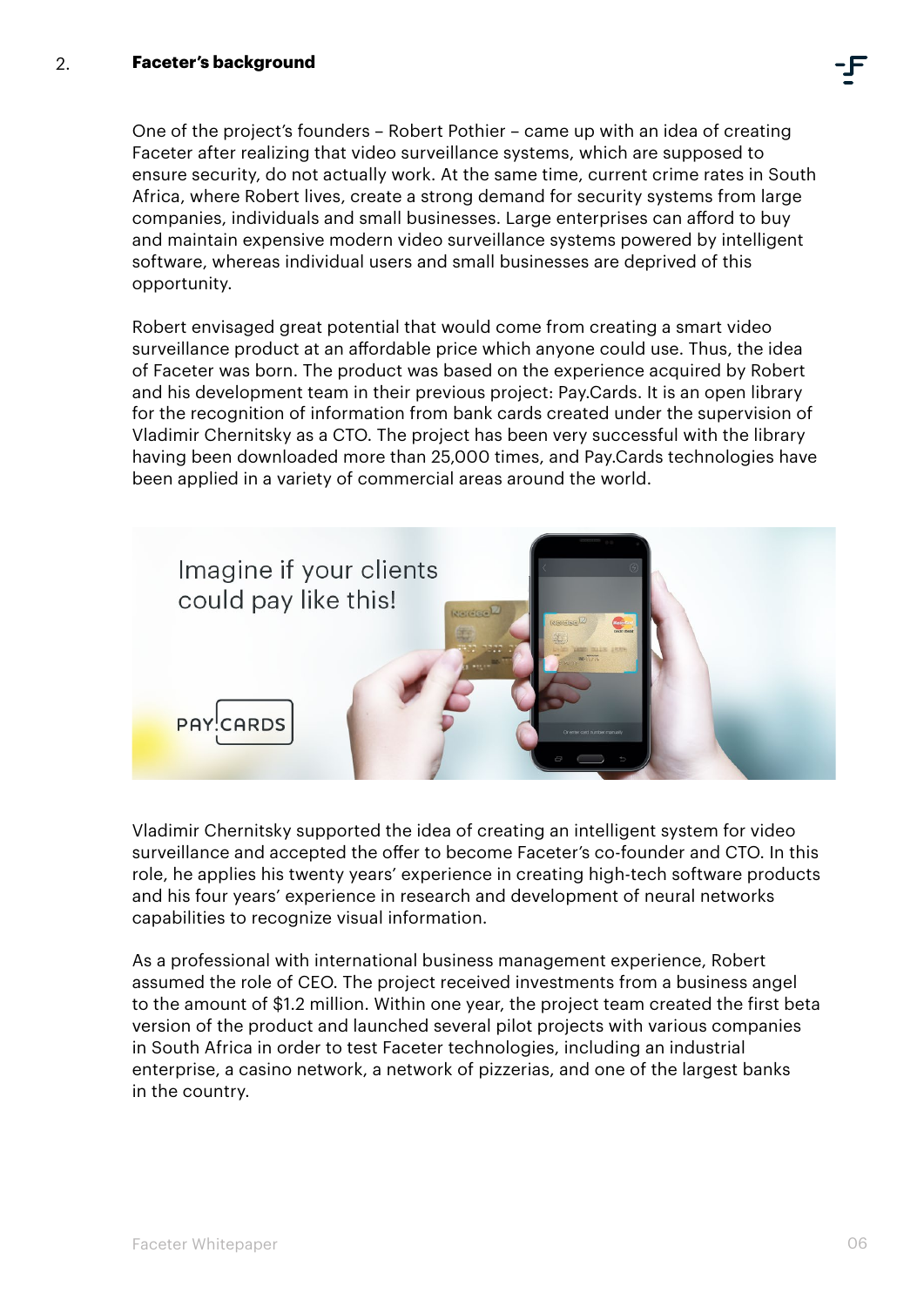## 2. Faceter's background

One of the project's founders – Robert Pothier – came up with an idea of creating Faceter after realizing that video surveillance systems, which are supposed to ensure security, do not actually work. At the same time, current crime rates in South Africa, where Robert lives, create a strong demand for security systems from large companies, individuals and small businesses. Large enterprises can afford to buy and maintain expensive modern video surveillance systems powered by intelligent software, whereas individual users and small businesses are deprived of this opportunity.

Robert envisaged great potential that would come from creating a smart video surveillance product at an affordable price which anyone could use. Thus, the idea of Faceter was born. The product was based on the experience acquired by Robert and his development team in their previous project: Pay.Cards. It is an open library for the recognition of information from bank cards created under the supervision of Vladimir Chernitsky as a CTO. The project has been very successful with the library having been downloaded more than 25,000 times, and Pay.Cards technologies have been applied in a variety of commercial areas around the world.

Vladimir Chernitsky supported the idea of creating an intelligent system for video surveillance and accepted the offer to become Faceter's co-founder and CTO. In this role, he applies his twenty years' experience in creating high-tech software products and his four years' experience in research and development of neural networks capabilities to recognize visual information.

As a professional with international business management experience, Robert assumed the role of CEO. The project received investments from a business angel to the amount of $1.2 million. Within one year, the project team created the first beta version of the product and launched several pilot projects with various companies in South Africa in order to test Faceter technologies, including an industrial enterprise, a casino network, a network of pizzerias, and one of the largest banks in the country.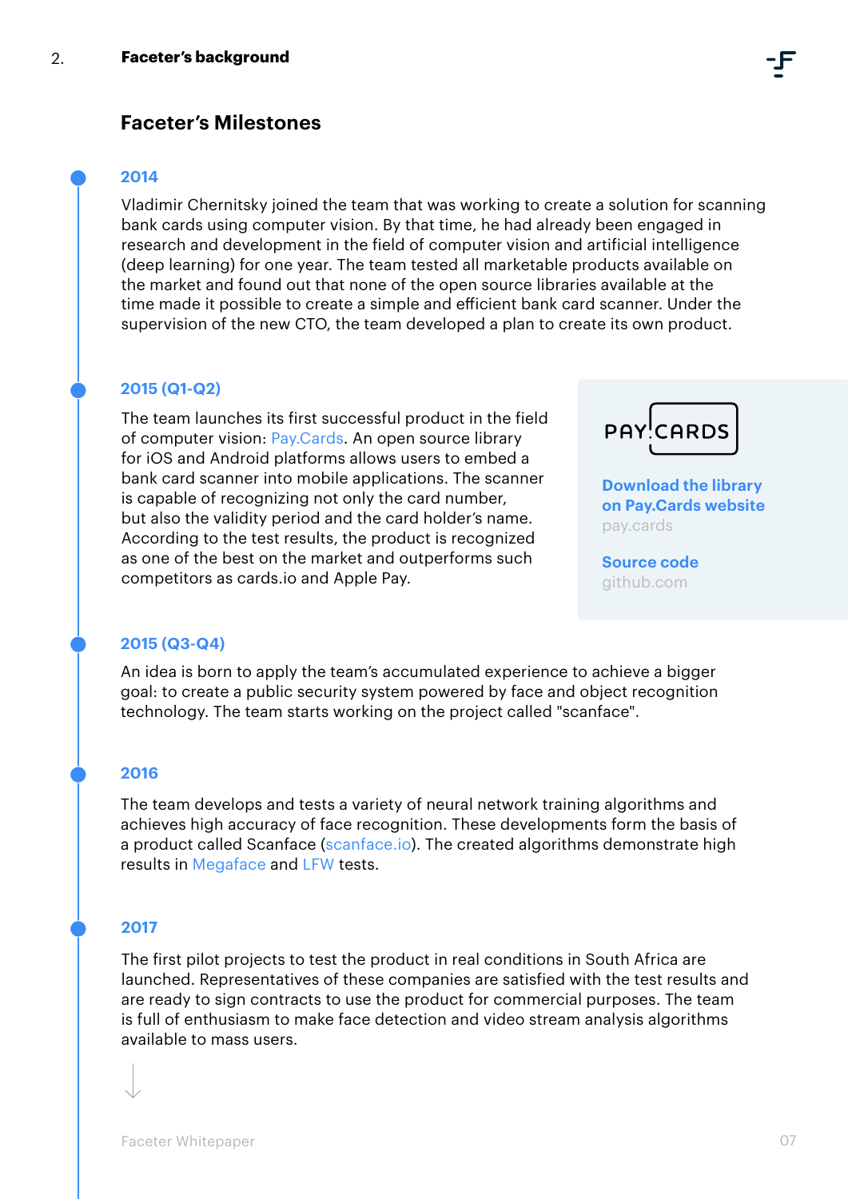## 2. Faceter's background

### Faceter's Milestones

#### 2014

Vladimir Chernitsky joined the team that was working to create a solution for scanning bank cards using computer vision. By that time, he had already been engaged in research and development in the field of computer vision and artificial intelligence (deep learning) for one year. The team tested all marketable products available on the market and found out that none of the open source libraries available at the time made it possible to create a simple and efficient bank card scanner. Under the supervision of the new CTO, the team developed a plan to create its own product.

#### 2015 (Q1-Q2)

The team launches its first successful product in the field of computer vision: Pay.Cards. An open source library for iOS and Android platforms allows users to embed a bank card scanner into mobile applications. The scanner is capable of recognizing not only the card number, but also the validity period and the card holder's name. According to the test results, the product is recognized as one of the best on the market and outperforms such competitors as cards.io and Apple Pay.

PAY CARDS

**Download the library on Pay.Cards website**
pay.cards

**Source code**
github.com

#### 2015 (Q3-Q4)

An idea is born to apply the team's accumulated experience to achieve a bigger goal: to create a public security system powered by face and object recognition technology. The team starts working on the project called "scanface".

#### 2016

The team develops and tests a variety of neural network training algorithms and achieves high accuracy of face recognition. These developments form the basis of a product called Scanface (scanface.io). The created algorithms demonstrate high results in Megaface and LFW tests.

#### 2017

The first pilot projects to test the product in real conditions in South Africa are launched. Representatives of these companies are satisfied with the test results and are ready to sign contracts to use the product for commercial purposes. The team is full of enthusiasm to make face detection and video stream analysis algorithms available to mass users.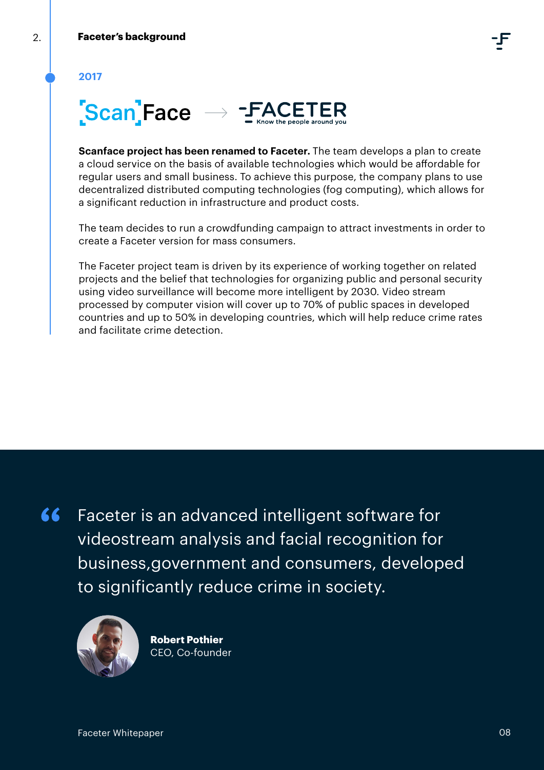## 2. Faceter's background

### 2017

ScanFace → FACETER Know the people around you

**Scanface project has been renamed to Faceter.** The team develops a plan to create a cloud service on the basis of available technologies which would be affordable for regular users and small business. To achieve this purpose, the company plans to use decentralized distributed computing technologies (fog computing), which allows for a significant reduction in infrastructure and product costs.

The team decides to run a crowdfunding campaign to attract investments in order to create a Faceter version for mass consumers.

The Faceter project team is driven by its experience of working together on related projects and the belief that technologies for organizing public and personal security using video surveillance will become more intelligent by 2030. Video stream processed by computer vision will cover up to 70% of public spaces in developed countries and up to 50% in developing countries, which will help reduce crime rates and facilitate crime detection.

> "Faceter is an advanced intelligent software for videostream analysis and facial recognition for business,government and consumers, developed to significantly reduce crime in society.
>
> **Robert Pothier**
> CEO, Co-founder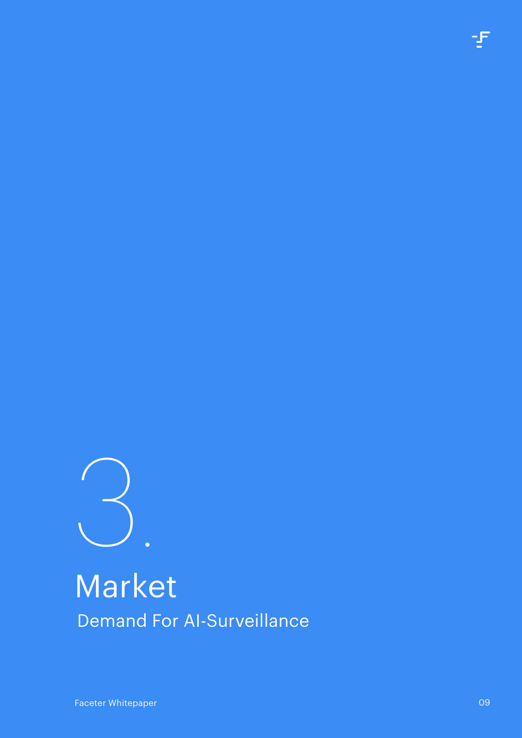# 3. Market

## Demand For AI-Surveillance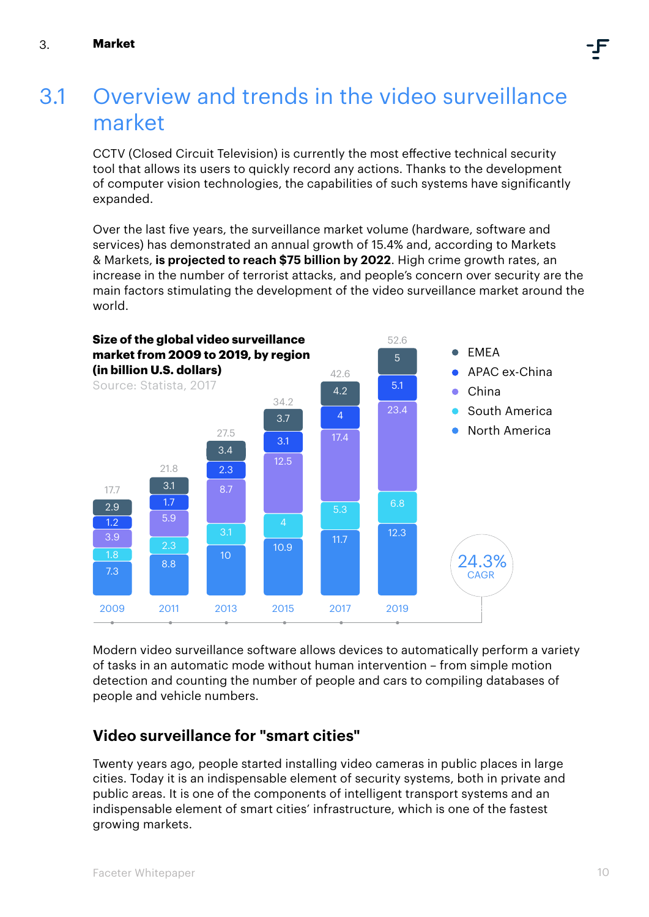# 3.1 Overview and trends in the video surveillance market

CCTV (Closed Circuit Television) is currently the most effective technical security tool that allows its users to quickly record any actions. Thanks to the development of computer vision technologies, the capabilities of such systems have significantly expanded.

Over the last five years, the surveillance market volume (hardware, software and services) has demonstrated an annual growth of 15.4% and, according to Markets & Markets, **is projected to reach $75 billion by 2022**. High crime growth rates, an increase in the number of terrorist attacks, and people's concern over security are the main factors stimulating the development of the video surveillance market around the world.

**Size of the global video surveillance market from 2009 to 2019, by region (in billion U.S. dollars)**

Source: Statista, 2017

| Region | 2009 | 2011 | 2013 | 2015 | 2017 | 2019 |
|---|---|---|---|---|---|---|
| EMEA | 2.9 | 3.1 | 3.4 | 3.7 | 4.2 | 5 |
| APAC ex-China | 1.2 | 1.7 | 2.3 | 3.1 | 4 | 5.1 |
| China | 3.9 | 5.9 | 8.7 | 12.5 | 17.4 | 23.4 |
| South America | 1.8 | 2.3 | 3.1 | 4 | 5.3 | 6.8 |
| North America | 7.3 | 8.8 | 10 | 10.9 | 11.7 | 12.3 |
| Total | 17.7 | 21.8 | 27.5 | 34.2 | 42.6 | 52.6 |

24.3% CAGR

Modern video surveillance software allows devices to automatically perform a variety of tasks in an automatic mode without human intervention – from simple motion detection and counting the number of people and cars to compiling databases of people and vehicle numbers.

## Video surveillance for "smart cities"

Twenty years ago, people started installing video cameras in public places in large cities. Today it is an indispensable element of security systems, both in private and public areas. It is one of the components of intelligent transport systems and an indispensable element of smart cities' infrastructure, which is one of the fastest growing markets.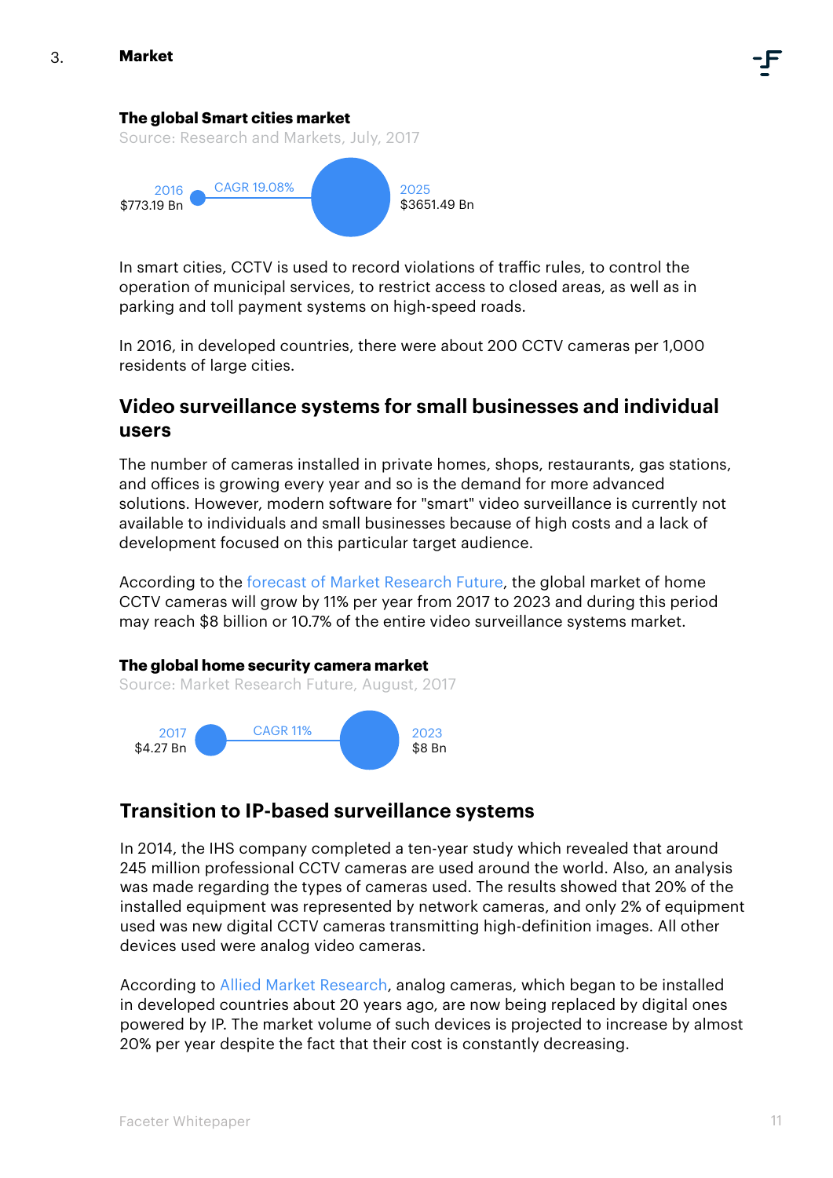**The global Smart cities market**

Source: Research and Markets, July, 2017

2016 $773.19 Bn — CAGR 19.08% — 2025 $3651.49 Bn

In smart cities, CCTV is used to record violations of traffic rules, to control the operation of municipal services, to restrict access to closed areas, as well as in parking and toll payment systems on high-speed roads.

In 2016, in developed countries, there were about 200 CCTV cameras per 1,000 residents of large cities.

## Video surveillance systems for small businesses and individual users

The number of cameras installed in private homes, shops, restaurants, gas stations, and offices is growing every year and so is the demand for more advanced solutions. However, modern software for "smart" video surveillance is currently not available to individuals and small businesses because of high costs and a lack of development focused on this particular target audience.

According to the forecast of Market Research Future, the global market of home CCTV cameras will grow by 11% per year from 2017 to 2023 and during this period may reach $8 billion or 10.7% of the entire video surveillance systems market.

**The global home security camera market**

Source: Market Research Future, August, 2017

2017 $4.27 Bn — CAGR 11% — 2023 $8 Bn

## Transition to IP-based surveillance systems

In 2014, the IHS company completed a ten-year study which revealed that around 245 million professional CCTV cameras are used around the world. Also, an analysis was made regarding the types of cameras used. The results showed that 20% of the installed equipment was represented by network cameras, and only 2% of equipment used was new digital CCTV cameras transmitting high-definition images. All other devices used were analog video cameras.

According to Allied Market Research, analog cameras, which began to be installed in developed countries about 20 years ago, are now being replaced by digital ones powered by IP. The market volume of such devices is projected to increase by almost 20% per year despite the fact that their cost is constantly decreasing.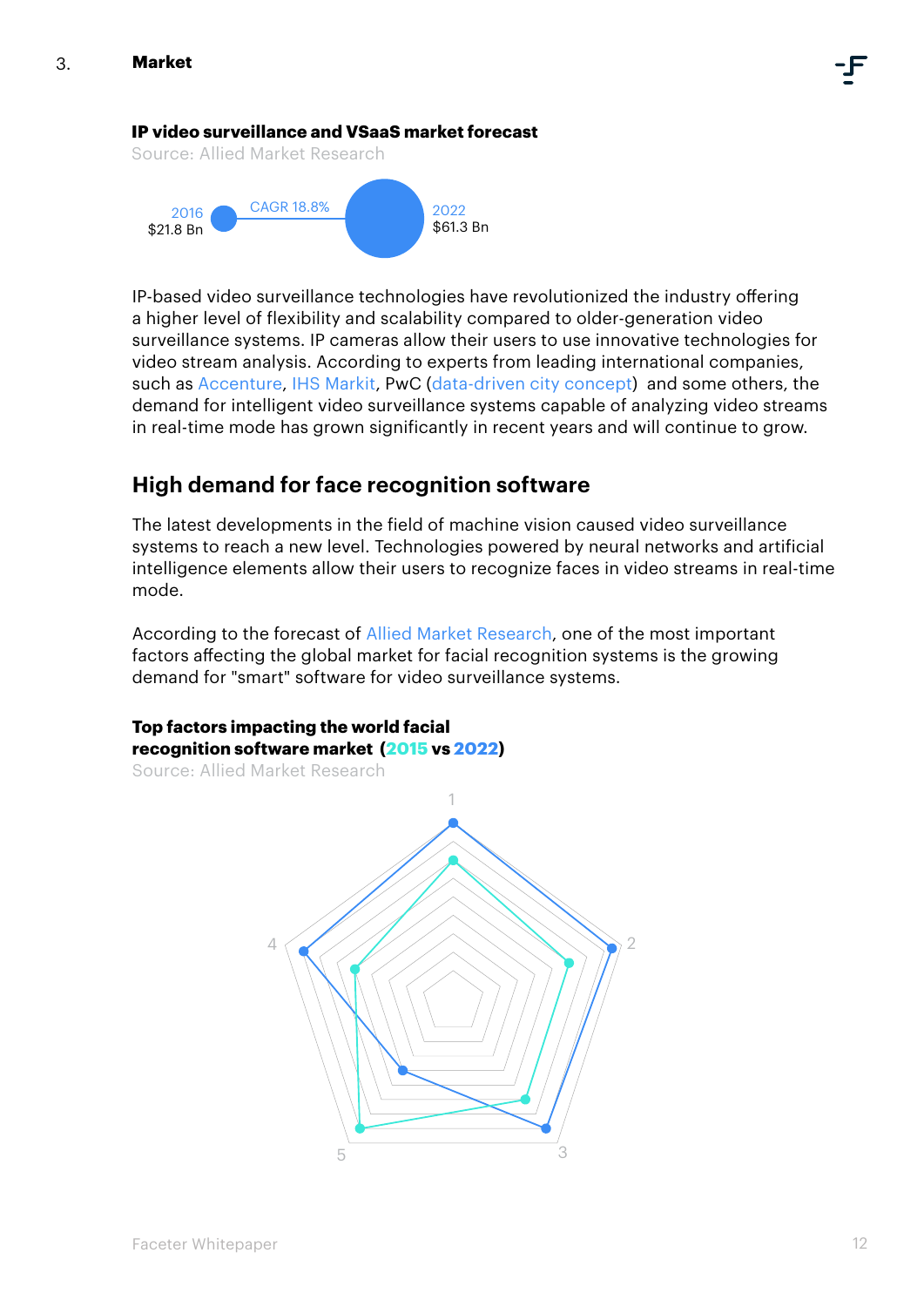## 3. Market

**IP video surveillance and VSaaS market forecast**

Source: Allied Market Research

2016 $21.8 Bn — CAGR 18.8% — 2022 $61.3 Bn

IP-based video surveillance technologies have revolutionized the industry offering a higher level of flexibility and scalability compared to older-generation video surveillance systems. IP cameras allow their users to use innovative technologies for video stream analysis. According to experts from leading international companies, such as Accenture, IHS Markit, PwC (data-driven city concept) and some others, the demand for intelligent video surveillance systems capable of analyzing video streams in real-time mode has grown significantly in recent years and will continue to grow.

## High demand for face recognition software

The latest developments in the field of machine vision caused video surveillance systems to reach a new level. Technologies powered by neural networks and artificial intelligence elements allow their users to recognize faces in video streams in real-time mode.

According to the forecast of Allied Market Research, one of the most important factors affecting the global market for facial recognition systems is the growing demand for "smart" software for video surveillance systems.

**Top factors impacting the world facial recognition software market (2015 vs 2022)**

Source: Allied Market Research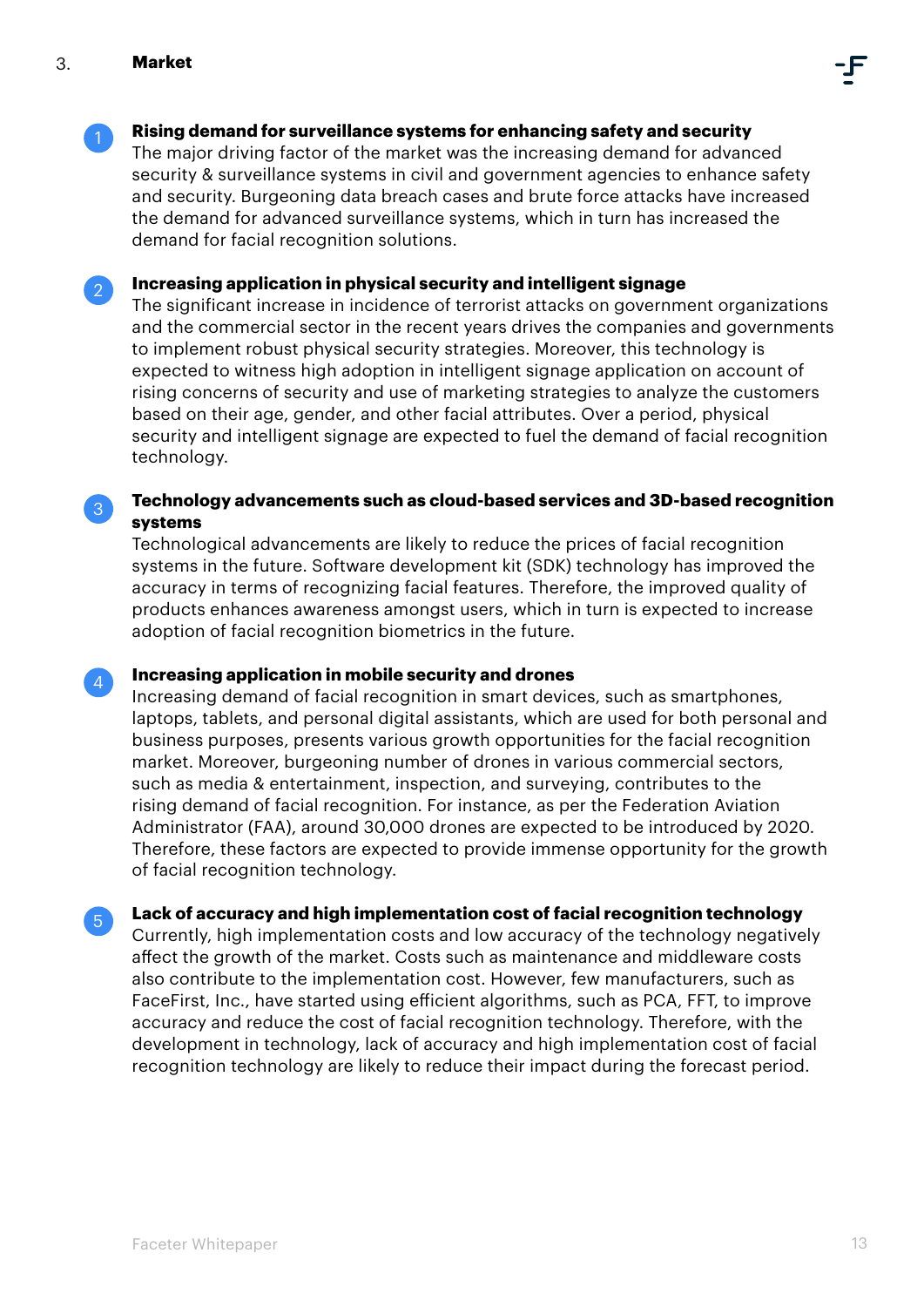## 3. Market

1. **Rising demand for surveillance systems for enhancing safety and security**
   The major driving factor of the market was the increasing demand for advanced security & surveillance systems in civil and government agencies to enhance safety and security. Burgeoning data breach cases and brute force attacks have increased the demand for advanced surveillance systems, which in turn has increased the demand for facial recognition solutions.

2. **Increasing application in physical security and intelligent signage**
   The significant increase in incidence of terrorist attacks on government organizations and the commercial sector in the recent years drives the companies and governments to implement robust physical security strategies. Moreover, this technology is expected to witness high adoption in intelligent signage application on account of rising concerns of security and use of marketing strategies to analyze the customers based on their age, gender, and other facial attributes. Over a period, physical security and intelligent signage are expected to fuel the demand of facial recognition technology.

3. **Technology advancements such as cloud-based services and 3D-based recognition systems**
   Technological advancements are likely to reduce the prices of facial recognition systems in the future. Software development kit (SDK) technology has improved the accuracy in terms of recognizing facial features. Therefore, the improved quality of products enhances awareness amongst users, which in turn is expected to increase adoption of facial recognition biometrics in the future.

4. **Increasing application in mobile security and drones**
   Increasing demand of facial recognition in smart devices, such as smartphones, laptops, tablets, and personal digital assistants, which are used for both personal and business purposes, presents various growth opportunities for the facial recognition market. Moreover, burgeoning number of drones in various commercial sectors, such as media & entertainment, inspection, and surveying, contributes to the rising demand of facial recognition. For instance, as per the Federation Aviation Administrator (FAA), around 30,000 drones are expected to be introduced by 2020. Therefore, these factors are expected to provide immense opportunity for the growth of facial recognition technology.

5. **Lack of accuracy and high implementation cost of facial recognition technology**
   Currently, high implementation costs and low accuracy of the technology negatively affect the growth of the market. Costs such as maintenance and middleware costs also contribute to the implementation cost. However, few manufacturers, such as FaceFirst, Inc., have started using efficient algorithms, such as PCA, FFT, to improve accuracy and reduce the cost of facial recognition technology. Therefore, with the development in technology, lack of accuracy and high implementation cost of facial recognition technology are likely to reduce their impact during the forecast period.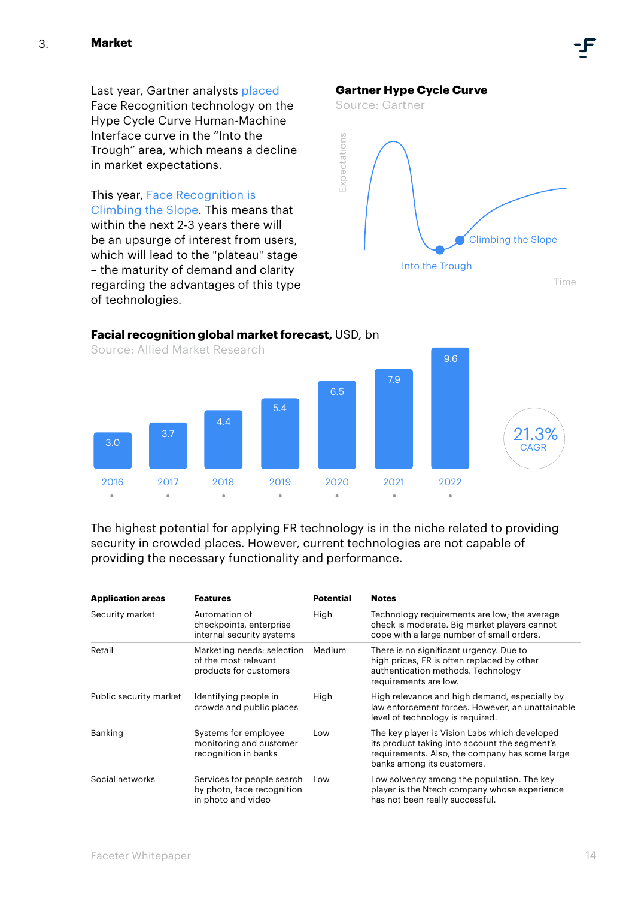# 3. Market

Last year, Gartner analysts placed Face Recognition technology on the Hype Cycle Curve Human-Machine Interface curve in the "Into the Trough" area, which means a decline in market expectations.

This year, Face Recognition is Climbing the Slope. This means that within the next 2-3 years there will be an upsurge of interest from users, which will lead to the "plateau" stage – the maturity of demand and clarity regarding the advantages of this type of technologies.

**Gartner Hype Cycle Curve**

Source: Gartner

**Facial recognition global market forecast,** USD, bn

Source: Allied Market Research

| Year | 2016 | 2017 | 2018 | 2019 | 2020 | 2021 | 2022 |
|---|---|---|---|---|---|---|---|
| USD, bn | 3.0 | 3.7 | 4.4 | 5.4 | 6.5 | 7.9 | 9.6 |

21.3% CAGR

The highest potential for applying FR technology is in the niche related to providing security in crowded places. However, current technologies are not capable of providing the necessary functionality and performance.

| Application areas | Features | Potential | Notes |
|---|---|---|---|
| Security market | Automation of checkpoints, enterprise internal security systems | High | Technology requirements are low; the average check is moderate. Big market players cannot cope with a large number of small orders. |
| Retail | Marketing needs: selection of the most relevant products for customers | Medium | There is no significant urgency. Due to high prices, FR is often replaced by other authentication methods. Technology requirements are low. |
| Public security market | Identifying people in crowds and public places | High | High relevance and high demand, especially by law enforcement forces. However, an unattainable level of technology is required. |
| Banking | Systems for employee monitoring and customer recognition in banks | Low | The key player is Vision Labs which developed its product taking into account the segment's requirements. Also, the company has some large banks among its customers. |
| Social networks | Services for people search by photo, face recognition in photo and video | Low | Low solvency among the population. The key player is the Ntech company whose experience has not been really successful. |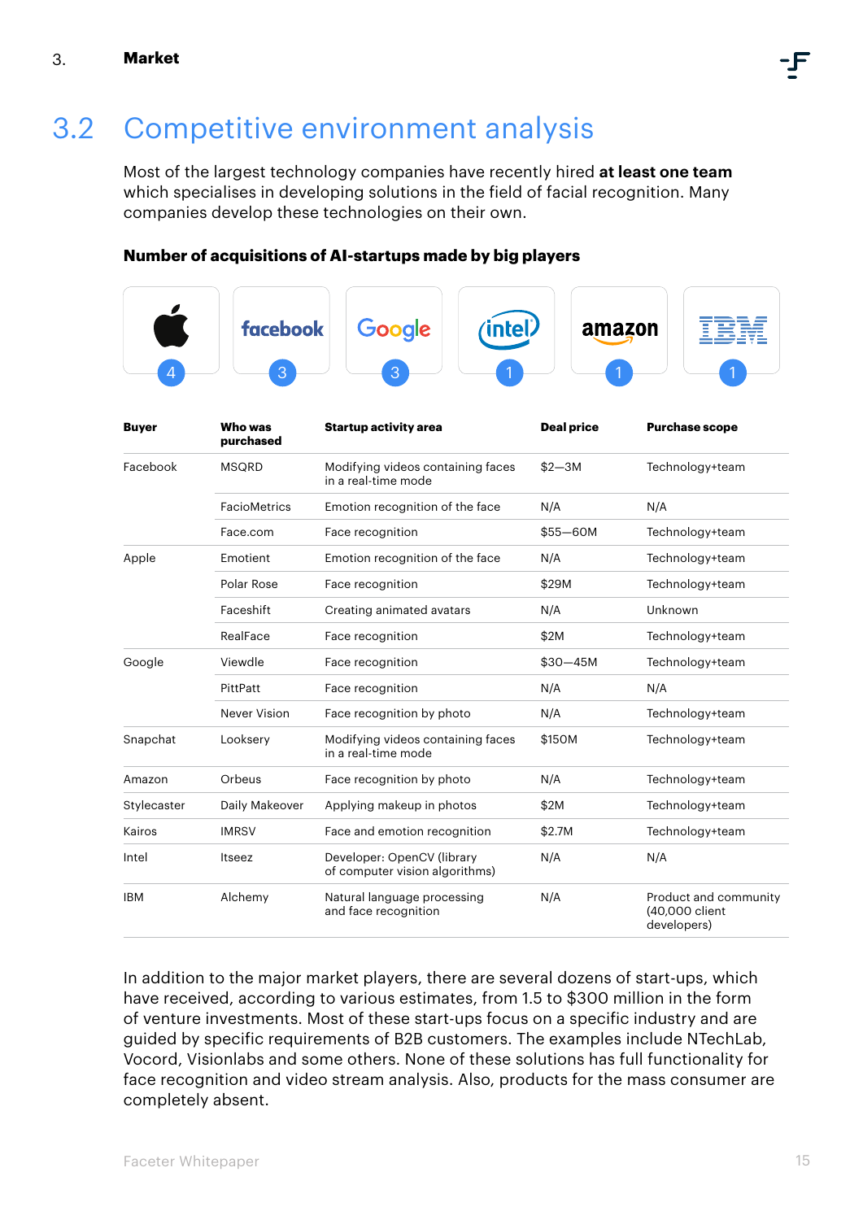## 3.2 Competitive environment analysis

Most of the largest technology companies have recently hired **at least one team** which specialises in developing solutions in the field of facial recognition. Many companies develop these technologies on their own.

**Number of acquisitions of AI-startups made by big players**

| Apple | facebook | Google | intel | amazon | IBM |
|---|---|---|---|---|---|
| 4 | 3 | 3 | 1 | 1 | 1 |

| Buyer | Who was purchased | Startup activity area | Deal price | Purchase scope |
|---|---|---|---|---|
| Facebook | MSQRD | Modifying videos containing faces in a real-time mode | $2—3M | Technology+team |
| | FacioMetrics | Emotion recognition of the face | N/A | N/A |
| | Face.com | Face recognition | $55—60M | Technology+team |
| Apple | Emotient | Emotion recognition of the face | N/A | Technology+team |
| | Polar Rose | Face recognition | $29M | Technology+team |
| | Faceshift | Creating animated avatars | N/A | Unknown |
| | RealFace | Face recognition | $2M | Technology+team |
| Google | Viewdle | Face recognition | $30—45M | Technology+team |
| | PittPatt | Face recognition | N/A | N/A |
| | Never Vision | Face recognition by photo | N/A | Technology+team |
| Snapchat | Looksery | Modifying videos containing faces in a real-time mode | $150M | Technology+team |
| Amazon | Orbeus | Face recognition by photo | N/A | Technology+team |
| Stylecaster | Daily Makeover | Applying makeup in photos | $2M | Technology+team |
| Kairos | IMRSV | Face and emotion recognition | $2.7M | Technology+team |
| Intel | Itseez | Developer: OpenCV (library of computer vision algorithms) | N/A | N/A |
| IBM | Alchemy | Natural language processing and face recognition | N/A | Product and community (40,000 client developers) |

In addition to the major market players, there are several dozens of start-ups, which have received, according to various estimates, from 1.5 to $300 million in the form of venture investments. Most of these start-ups focus on a specific industry and are guided by specific requirements of B2B customers. The examples include NTechLab, Vocord, Visionlabs and some others. None of these solutions has full functionality for face recognition and video stream analysis. Also, products for the mass consumer are completely absent.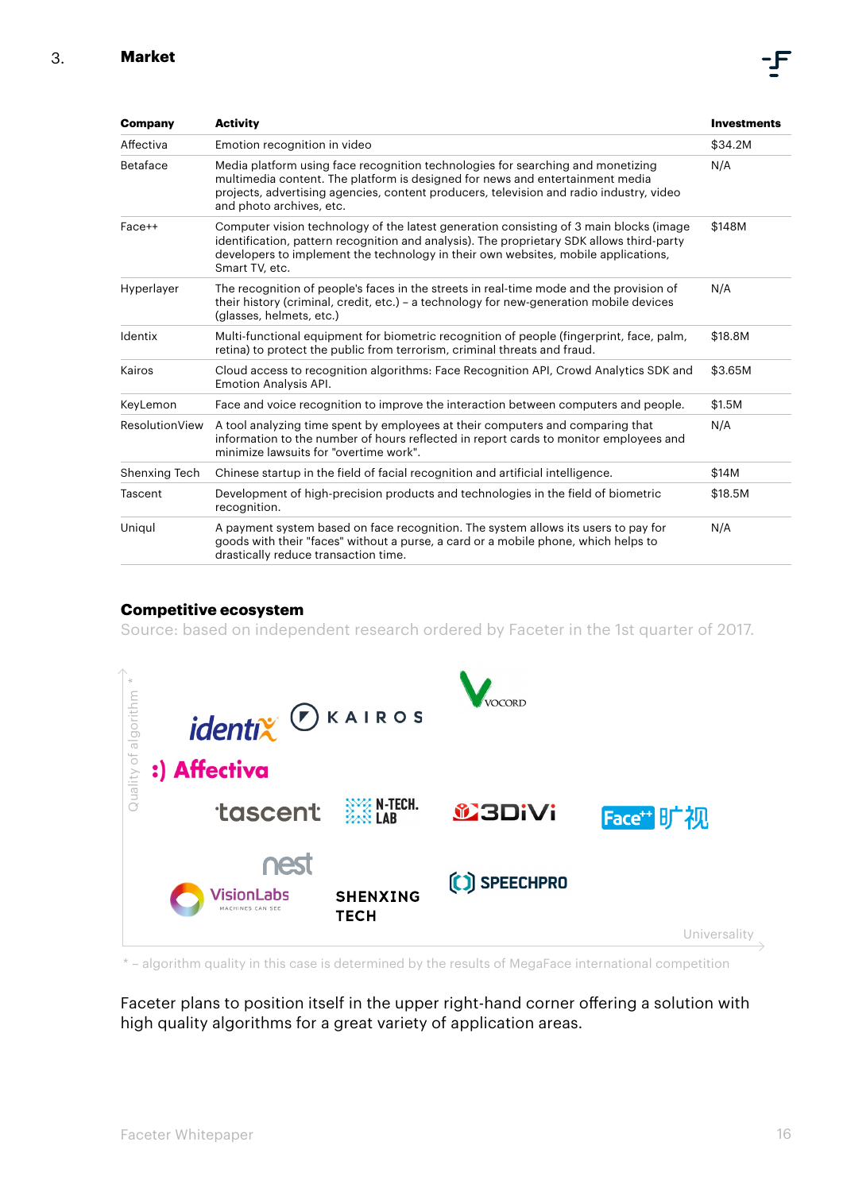## 3. Market

| Company | Activity | Investments |
|---|---|---|
| Affectiva | Emotion recognition in video | $34.2M |
| Betaface | Media platform using face recognition technologies for searching and monetizing multimedia content. The platform is designed for news and entertainment media projects, advertising agencies, content producers, television and radio industry, video and photo archives, etc. | N/A |
| Face++ | Computer vision technology of the latest generation consisting of 3 main blocks (image identification, pattern recognition and analysis). The proprietary SDK allows third-party developers to implement the technology in their own websites, mobile applications, Smart TV, etc. | $148M |
| Hyperlayer | The recognition of people's faces in the streets in real-time mode and the provision of their history (criminal, credit, etc.) – a technology for new-generation mobile devices (glasses, helmets, etc.) | N/A |
| Identix | Multi-functional equipment for biometric recognition of people (fingerprint, face, palm, retina) to protect the public from terrorism, criminal threats and fraud. | $18.8M |
| Kairos | Cloud access to recognition algorithms: Face Recognition API, Crowd Analytics SDK and Emotion Analysis API. | $3.65M |
| KeyLemon | Face and voice recognition to improve the interaction between computers and people. | $1.5M |
| ResolutionView | A tool analyzing time spent by employees at their computers and comparing that information to the number of hours reflected in report cards to monitor employees and minimize lawsuits for "overtime work". | N/A |
| Shenxing Tech | Chinese startup in the field of facial recognition and artificial intelligence. | $14M |
| Tascent | Development of high-precision products and technologies in the field of biometric recognition. | $18.5M |
| Uniqul | A payment system based on face recognition. The system allows its users to pay for goods with their "faces" without a purse, a card or a mobile phone, which helps to drastically reduce transaction time. | N/A |

### Competitive ecosystem

Source: based on independent research ordered by Faceter in the 1st quarter of 2017.

Quality of algorithm *

identix, KAIROS, VOCORD, :) Affectiva, tascent, N-TECH. LAB, 3DiVi, Face++ 旷视, nest, VisionLabs, SHENXING TECH, SPEECHPRO

Universality

* – algorithm quality in this case is determined by the results of MegaFace international competition

Faceter plans to position itself in the upper right-hand corner offering a solution with high quality algorithms for a great variety of application areas.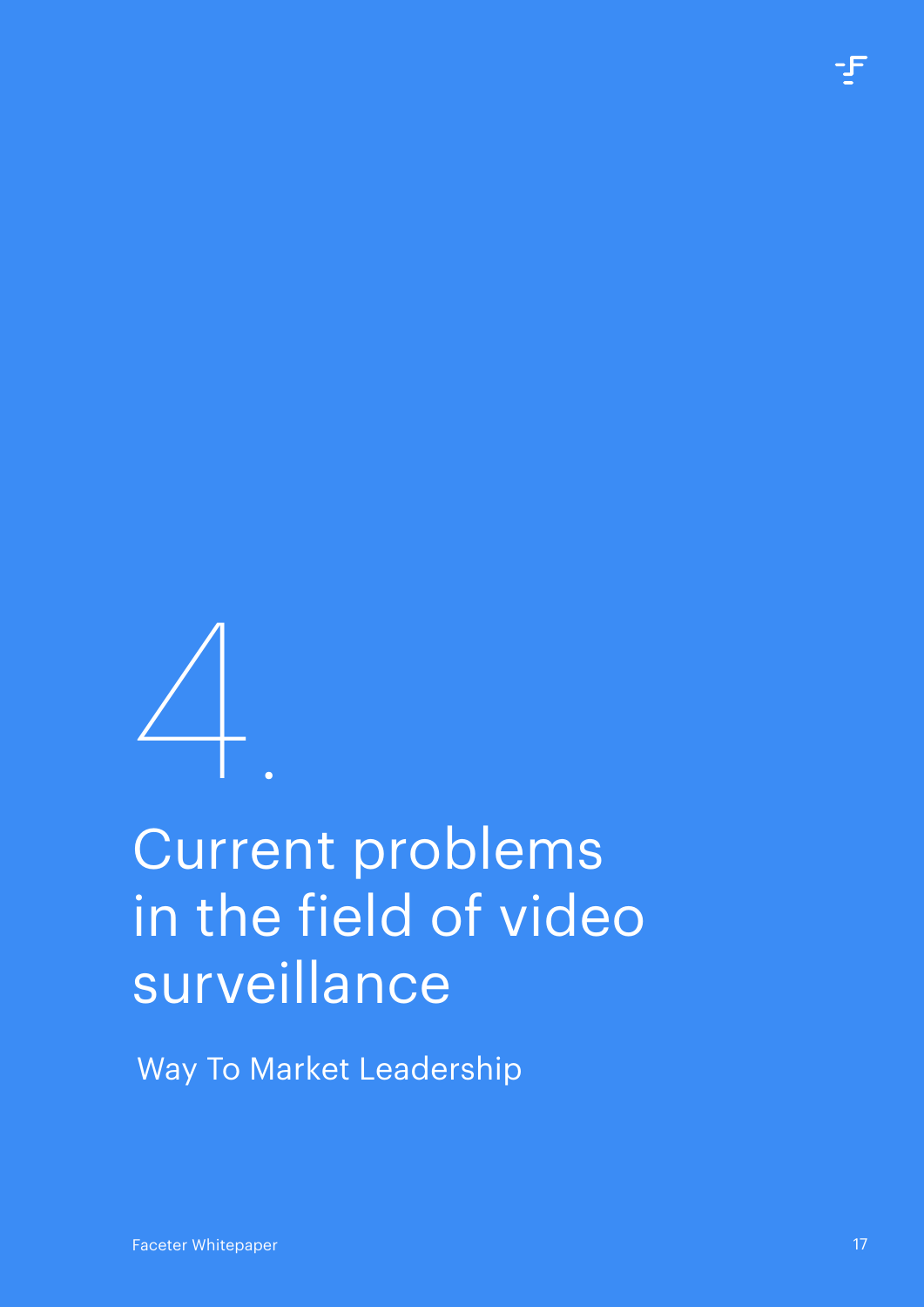# 4. Current problems in the field of video surveillance

Way To Market Leadership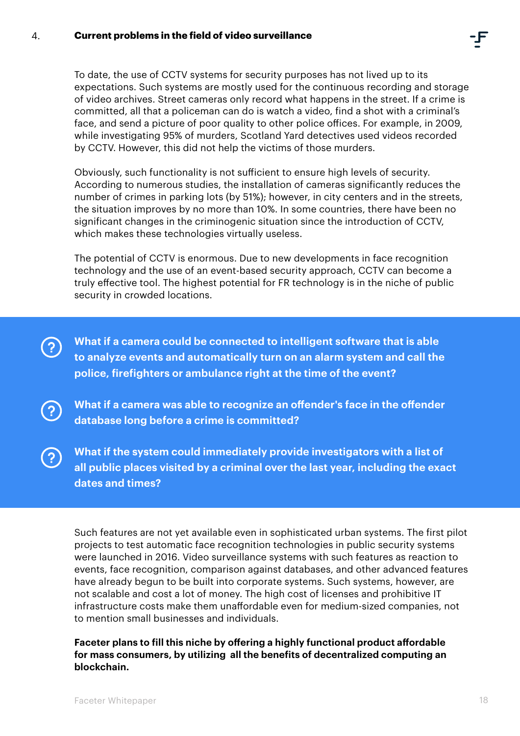## 4. Current problems in the field of video surveillance

To date, the use of CCTV systems for security purposes has not lived up to its expectations. Such systems are mostly used for the continuous recording and storage of video archives. Street cameras only record what happens in the street. If a crime is committed, all that a policeman can do is watch a video, find a shot with a criminal's face, and send a picture of poor quality to other police offices. For example, in 2009, while investigating 95% of murders, Scotland Yard detectives used videos recorded by CCTV. However, this did not help the victims of those murders.

Obviously, such functionality is not sufficient to ensure high levels of security. According to numerous studies, the installation of cameras significantly reduces the number of crimes in parking lots (by 51%); however, in city centers and in the streets, the situation improves by no more than 10%. In some countries, there have been no significant changes in the criminogenic situation since the introduction of CCTV, which makes these technologies virtually useless.

The potential of CCTV is enormous. Due to new developments in face recognition technology and the use of an event-based security approach, CCTV can become a truly effective tool. The highest potential for FR technology is in the niche of public security in crowded locations.

**What if a camera could be connected to intelligent software that is able to analyze events and automatically turn on an alarm system and call the police, firefighters or ambulance right at the time of the event?**

**What if a camera was able to recognize an offender's face in the offender database long before a crime is committed?**

**What if the system could immediately provide investigators with a list of all public places visited by a criminal over the last year, including the exact dates and times?**

Such features are not yet available even in sophisticated urban systems. The first pilot projects to test automatic face recognition technologies in public security systems were launched in 2016. Video surveillance systems with such features as reaction to events, face recognition, comparison against databases, and other advanced features have already begun to be built into corporate systems. Such systems, however, are not scalable and cost a lot of money. The high cost of licenses and prohibitive IT infrastructure costs make them unaffordable even for medium-sized companies, not to mention small businesses and individuals.

**Faceter plans to fill this niche by offering a highly functional product affordable for mass consumers, by utilizing all the benefits of decentralized computing an blockchain.**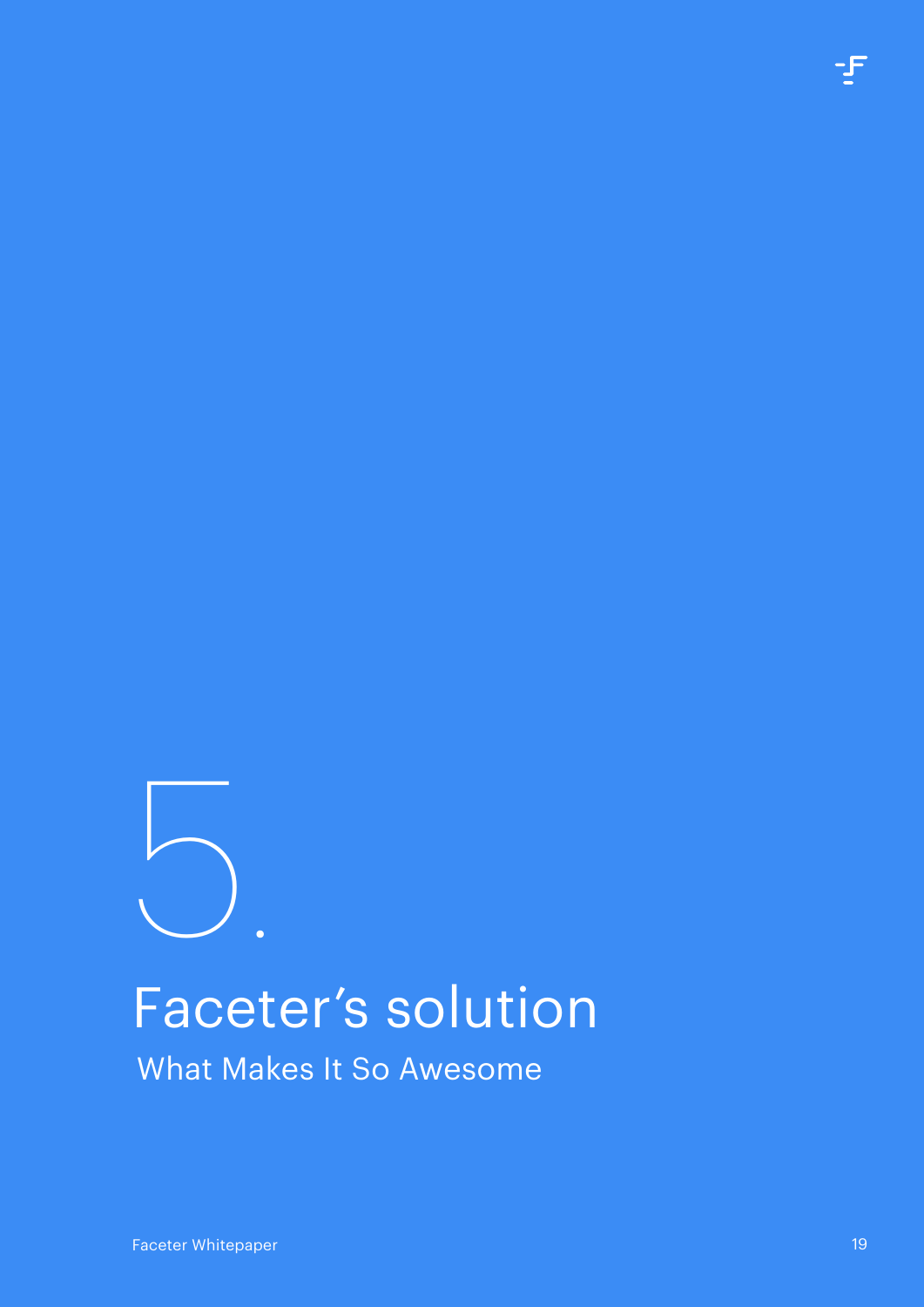# 5. Faceter's solution

## What Makes It So Awesome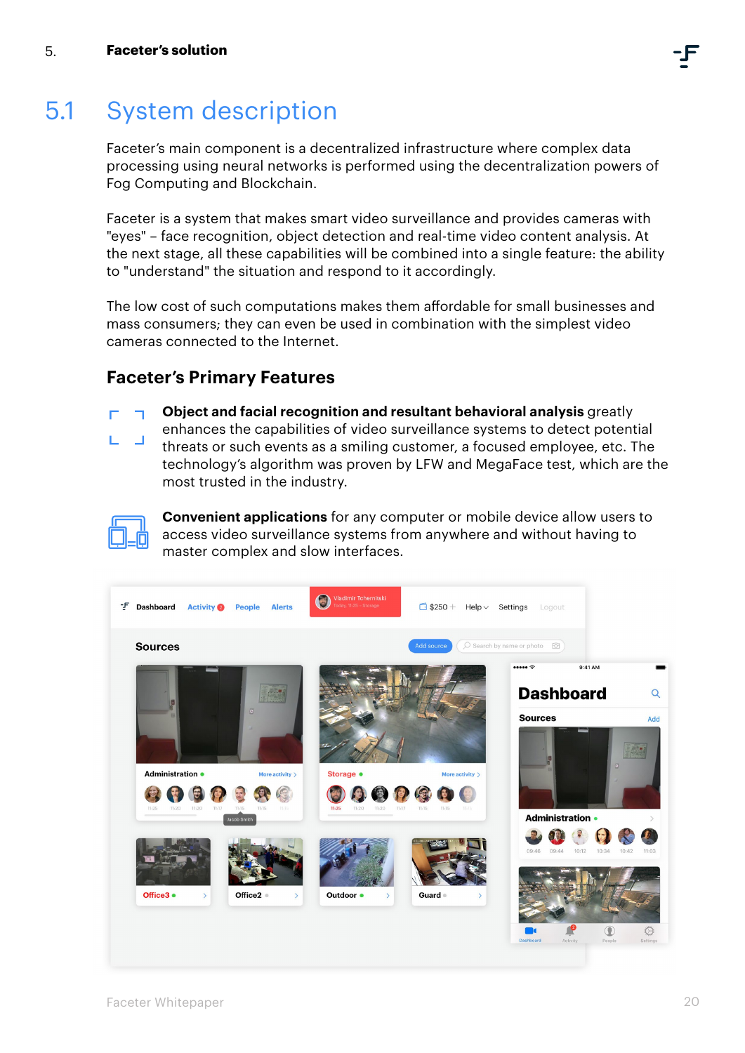## 5.1 System description

Faceter's main component is a decentralized infrastructure where complex data processing using neural networks is performed using the decentralization powers of Fog Computing and Blockchain.

Faceter is a system that makes smart video surveillance and provides cameras with "eyes" – face recognition, object detection and real-time video content analysis. At the next stage, all these capabilities will be combined into a single feature: the ability to "understand" the situation and respond to it accordingly.

The low cost of such computations makes them affordable for small businesses and mass consumers; they can even be used in combination with the simplest video cameras connected to the Internet.

### Faceter's Primary Features

**Object and facial recognition and resultant behavioral analysis** greatly enhances the capabilities of video surveillance systems to detect potential threats or such events as a smiling customer, a focused employee, etc. The technology's algorithm was proven by LFW and MegaFace test, which are the most trusted in the industry.

**Convenient applications** for any computer or mobile device allow users to access video surveillance systems from anywhere and without having to master complex and slow interfaces.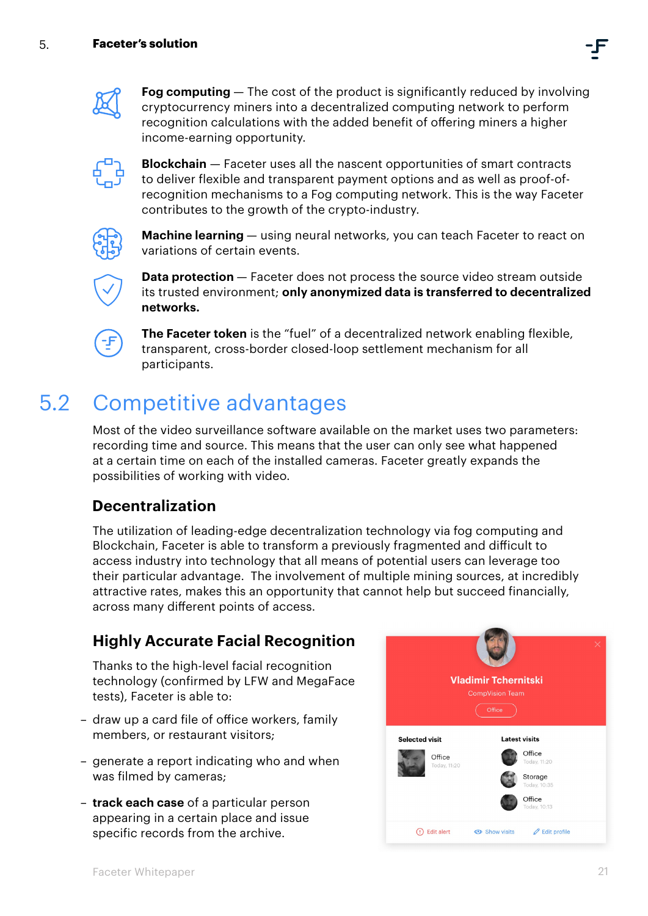**Fog computing** — The cost of the product is significantly reduced by involving cryptocurrency miners into a decentralized computing network to perform recognition calculations with the added benefit of offering miners a higher income-earning opportunity.

**Blockchain** — Faceter uses all the nascent opportunities of smart contracts to deliver flexible and transparent payment options and as well as proof-of-recognition mechanisms to a Fog computing network. This is the way Faceter contributes to the growth of the crypto-industry.

**Machine learning** — using neural networks, you can teach Faceter to react on variations of certain events.

**Data protection** — Faceter does not process the source video stream outside its trusted environment; **only anonymized data is transferred to decentralized networks.**

**The Faceter token** is the "fuel" of a decentralized network enabling flexible, transparent, cross-border closed-loop settlement mechanism for all participants.

## 5.2 Competitive advantages

Most of the video surveillance software available on the market uses two parameters: recording time and source. This means that the user can only see what happened at a certain time on each of the installed cameras. Faceter greatly expands the possibilities of working with video.

### Decentralization

The utilization of leading-edge decentralization technology via fog computing and Blockchain, Faceter is able to transform a previously fragmented and difficult to access industry into technology that all means of potential users can leverage too their particular advantage. The involvement of multiple mining sources, at incredibly attractive rates, makes this an opportunity that cannot help but succeed financially, across many different points of access.

### Highly Accurate Facial Recognition

Thanks to the high-level facial recognition technology (confirmed by LFW and MegaFace tests), Faceter is able to:

- draw up a card file of office workers, family members, or restaurant visitors;
- generate a report indicating who and when was filmed by cameras;
- **track each case** of a particular person appearing in a certain place and issue specific records from the archive.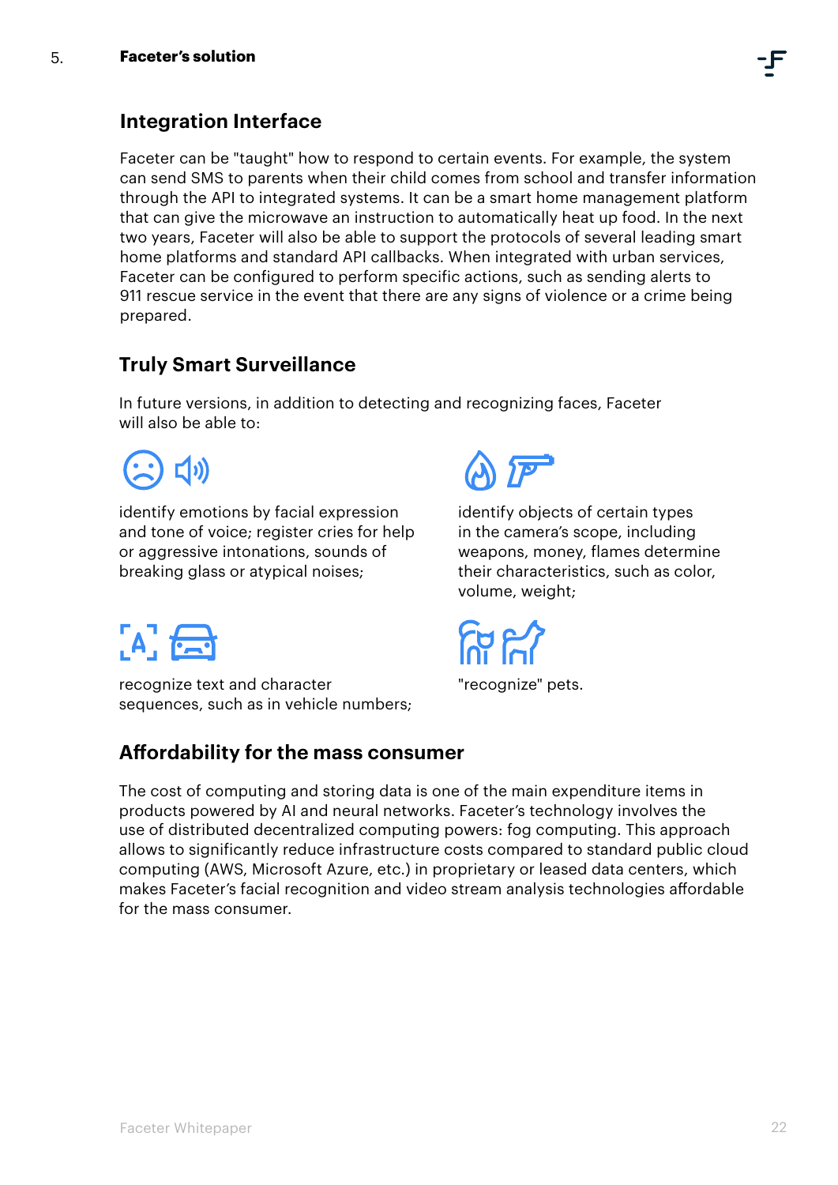## Integration Interface

Faceter can be "taught" how to respond to certain events. For example, the system can send SMS to parents when their child comes from school and transfer information through the API to integrated systems. It can be a smart home management platform that can give the microwave an instruction to automatically heat up food. In the next two years, Faceter will also be able to support the protocols of several leading smart home platforms and standard API callbacks. When integrated with urban services, Faceter can be configured to perform specific actions, such as sending alerts to 911 rescue service in the event that there are any signs of violence or a crime being prepared.

## Truly Smart Surveillance

In future versions, in addition to detecting and recognizing faces, Faceter will also be able to:

- identify emotions by facial expression and tone of voice; register cries for help or aggressive intonations, sounds of breaking glass or atypical noises;
- identify objects of certain types in the camera's scope, including weapons, money, flames determine their characteristics, such as color, volume, weight;
- recognize text and character sequences, such as in vehicle numbers;
- "recognize" pets.

## Affordability for the mass consumer

The cost of computing and storing data is one of the main expenditure items in products powered by AI and neural networks. Faceter's technology involves the use of distributed decentralized computing powers: fog computing. This approach allows to significantly reduce infrastructure costs compared to standard public cloud computing (AWS, Microsoft Azure, etc.) in proprietary or leased data centers, which makes Faceter's facial recognition and video stream analysis technologies affordable for the mass consumer.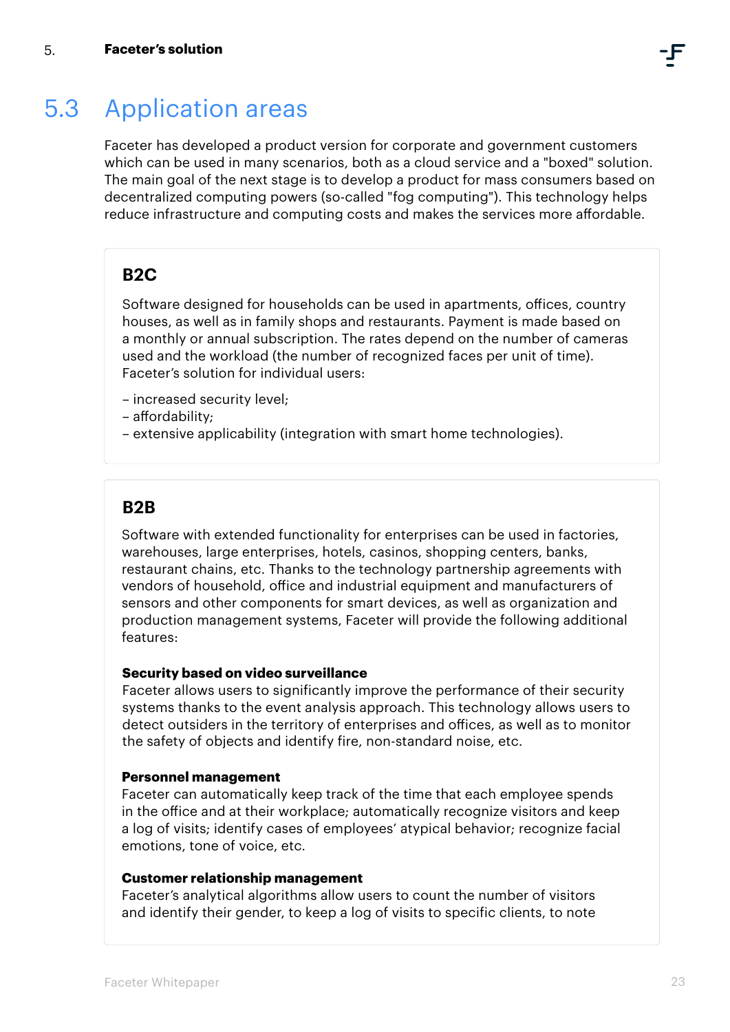## 5.3 Application areas

Faceter has developed a product version for corporate and government customers which can be used in many scenarios, both as a cloud service and a "boxed" solution. The main goal of the next stage is to develop a product for mass consumers based on decentralized computing powers (so-called "fog computing"). This technology helps reduce infrastructure and computing costs and makes the services more affordable.

### B2C

Software designed for households can be used in apartments, offices, country houses, as well as in family shops and restaurants. Payment is made based on a monthly or annual subscription. The rates depend on the number of cameras used and the workload (the number of recognized faces per unit of time). Faceter's solution for individual users:

- increased security level;
- affordability;
- extensive applicability (integration with smart home technologies).

### B2B

Software with extended functionality for enterprises can be used in factories, warehouses, large enterprises, hotels, casinos, shopping centers, banks, restaurant chains, etc. Thanks to the technology partnership agreements with vendors of household, office and industrial equipment and manufacturers of sensors and other components for smart devices, as well as organization and production management systems, Faceter will provide the following additional features:

**Security based on video surveillance**
Faceter allows users to significantly improve the performance of their security systems thanks to the event analysis approach. This technology allows users to detect outsiders in the territory of enterprises and offices, as well as to monitor the safety of objects and identify fire, non-standard noise, etc.

**Personnel management**
Faceter can automatically keep track of the time that each employee spends in the office and at their workplace; automatically recognize visitors and keep a log of visits; identify cases of employees' atypical behavior; recognize facial emotions, tone of voice, etc.

**Customer relationship management**
Faceter's analytical algorithms allow users to count the number of visitors and identify their gender, to keep a log of visits to specific clients, to note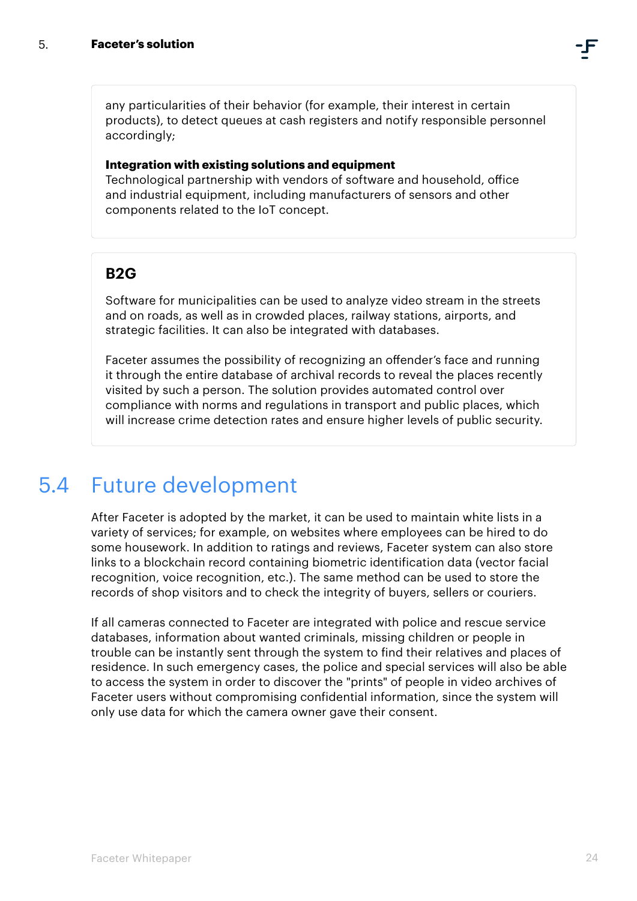any particularities of their behavior (for example, their interest in certain products), to detect queues at cash registers and notify responsible personnel accordingly;

**Integration with existing solutions and equipment**
Technological partnership with vendors of software and household, office and industrial equipment, including manufacturers of sensors and other components related to the IoT concept.

### B2G

Software for municipalities can be used to analyze video stream in the streets and on roads, as well as in crowded places, railway stations, airports, and strategic facilities. It can also be integrated with databases.

Faceter assumes the possibility of recognizing an offender's face and running it through the entire database of archival records to reveal the places recently visited by such a person. The solution provides automated control over compliance with norms and regulations in transport and public places, which will increase crime detection rates and ensure higher levels of public security.

## 5.4 Future development

After Faceter is adopted by the market, it can be used to maintain white lists in a variety of services; for example, on websites where employees can be hired to do some housework. In addition to ratings and reviews, Faceter system can also store links to a blockchain record containing biometric identification data (vector facial recognition, voice recognition, etc.). The same method can be used to store the records of shop visitors and to check the integrity of buyers, sellers or couriers.

If all cameras connected to Faceter are integrated with police and rescue service databases, information about wanted criminals, missing children or people in trouble can be instantly sent through the system to find their relatives and places of residence. In such emergency cases, the police and special services will also be able to access the system in order to discover the "prints" of people in video archives of Faceter users without compromising confidential information, since the system will only use data for which the camera owner gave their consent.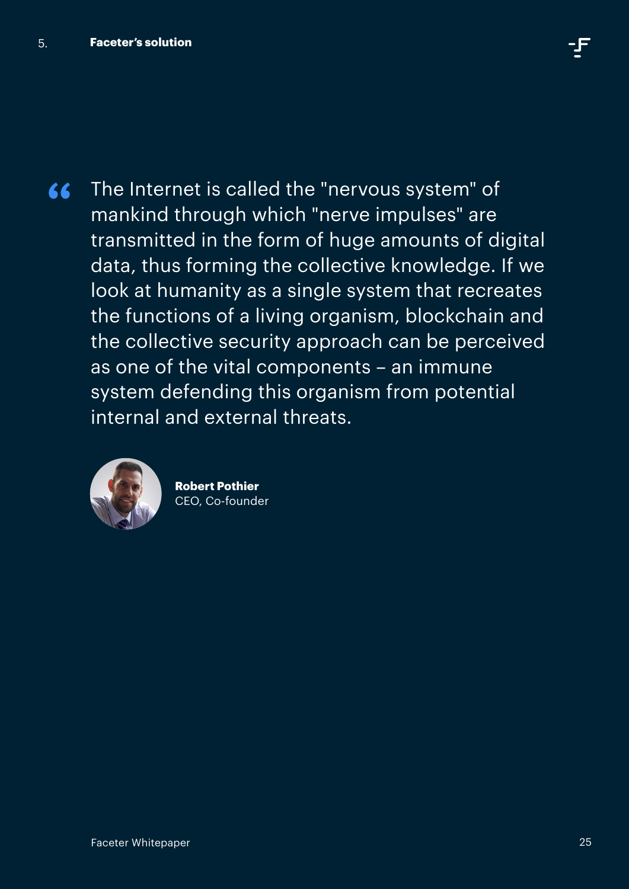> The Internet is called the "nervous system" of mankind through which "nerve impulses" are transmitted in the form of huge amounts of digital data, thus forming the collective knowledge. If we look at humanity as a single system that recreates the functions of a living organism, blockchain and the collective security approach can be perceived as one of the vital components – an immune system defending this organism from potential internal and external threats.

**Robert Pothier**
CEO, Co-founder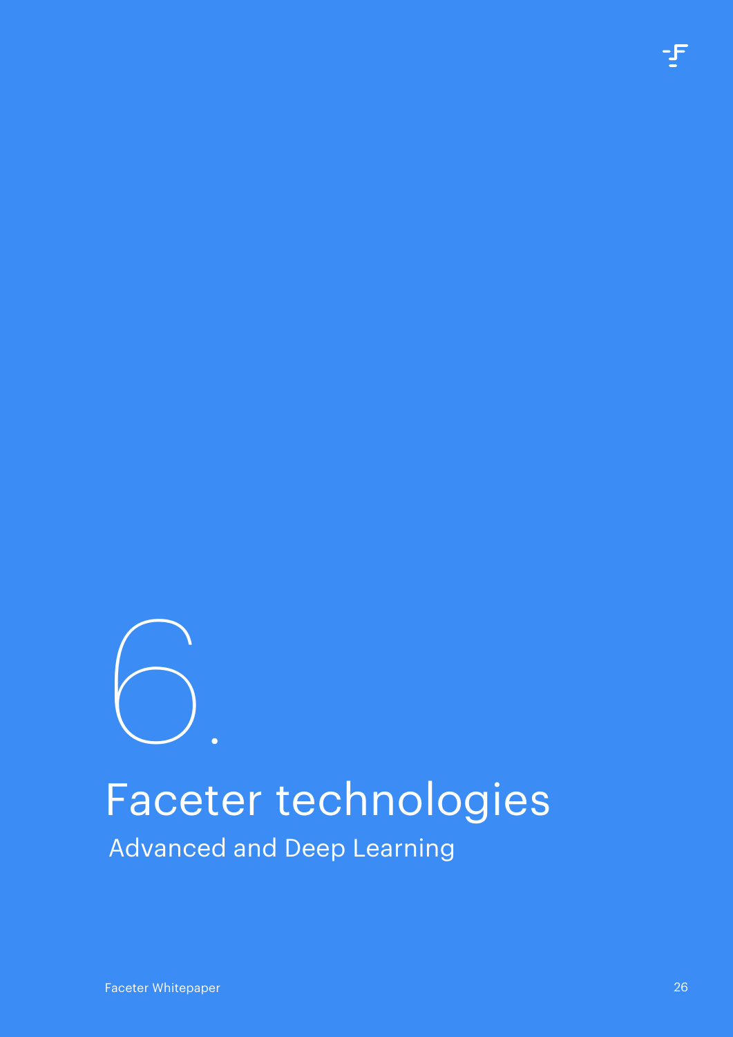# 6. Faceter technologies

## Advanced and Deep Learning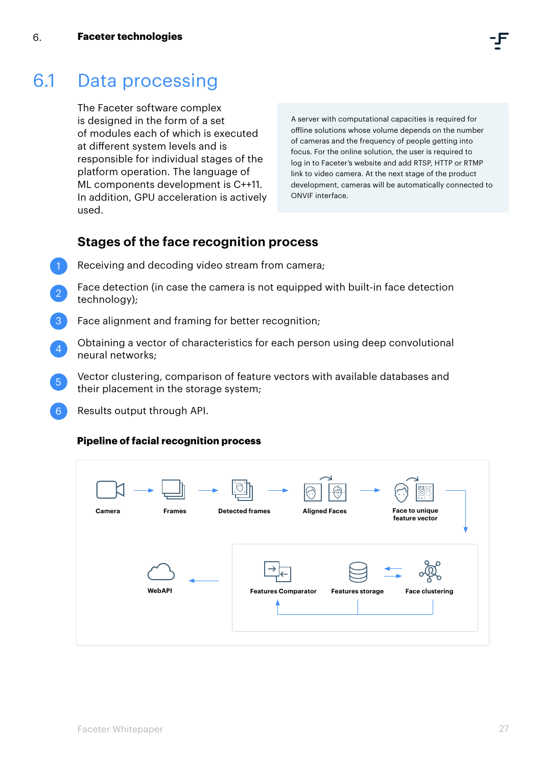## 6.1 Data processing

The Faceter software complex is designed in the form of a set of modules each of which is executed at different system levels and is responsible for individual stages of the platform operation. The language of ML components development is C++11. In addition, GPU acceleration is actively used.

A server with computational capacities is required for offline solutions whose volume depends on the number of cameras and the frequency of people getting into focus. For the online solution, the user is required to log in to Faceter's website and add RTSP, HTTP or RTMP link to video camera. At the next stage of the product development, cameras will be automatically connected to ONVIF interface.

### Stages of the face recognition process

1. Receiving and decoding video stream from camera;
2. Face detection (in case the camera is not equipped with built-in face detection technology);
3. Face alignment and framing for better recognition;
4. Obtaining a vector of characteristics for each person using deep convolutional neural networks;
5. Vector clustering, comparison of feature vectors with available databases and their placement in the storage system;
6. Results output through API.

#### Pipeline of facial recognition process

Camera → Frames → Detected frames → Aligned Faces → Face to unique feature vector

Face clustering ⇄ Features storage → Features Comparator → WebAPI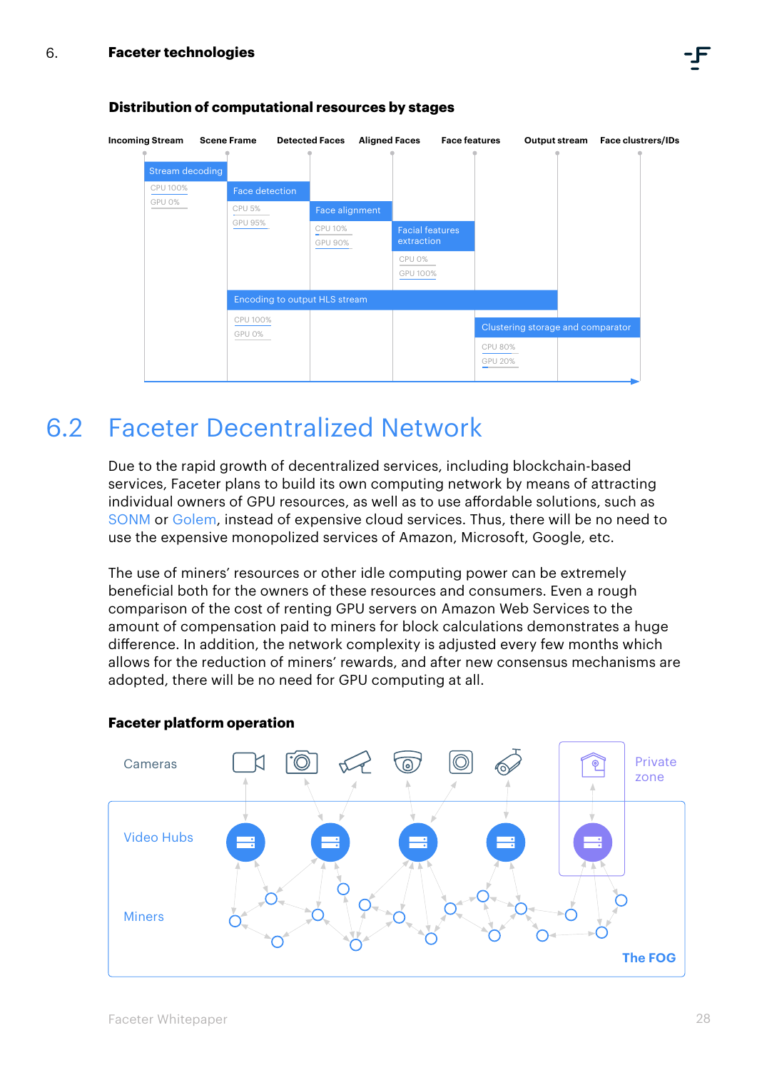## Distribution of computational resources by stages

Incoming Stream | Scene Frame | Detected Faces | Aligned Faces | Face features | Output stream | Face clustrers/IDs

| Stage | CPU | GPU |
|---|---|---|
| Stream decoding | CPU 100% | GPU 0% |
| Face detection | CPU 5% | GPU 95% |
| Face alignment | CPU 10% | GPU 90% |
| Facial features extraction | CPU 0% | GPU 100% |
| Encoding to output HLS stream | CPU 100% | GPU 0% |
| Clustering storage and comparator | CPU 80% | GPU 20% |

# 6.2 Faceter Decentralized Network

Due to the rapid growth of decentralized services, including blockchain-based services, Faceter plans to build its own computing network by means of attracting individual owners of GPU resources, as well as to use affordable solutions, such as SONM or Golem, instead of expensive cloud services. Thus, there will be no need to use the expensive monopolized services of Amazon, Microsoft, Google, etc.

The use of miners' resources or other idle computing power can be extremely beneficial both for the owners of these resources and consumers. Even a rough comparison of the cost of renting GPU servers on Amazon Web Services to the amount of compensation paid to miners for block calculations demonstrates a huge difference. In addition, the network complexity is adjusted every few months which allows for the reduction of miners' rewards, and after new consensus mechanisms are adopted, there will be no need for GPU computing at all.

## Faceter platform operation

Cameras

Private zone

Video Hubs

Miners

The FOG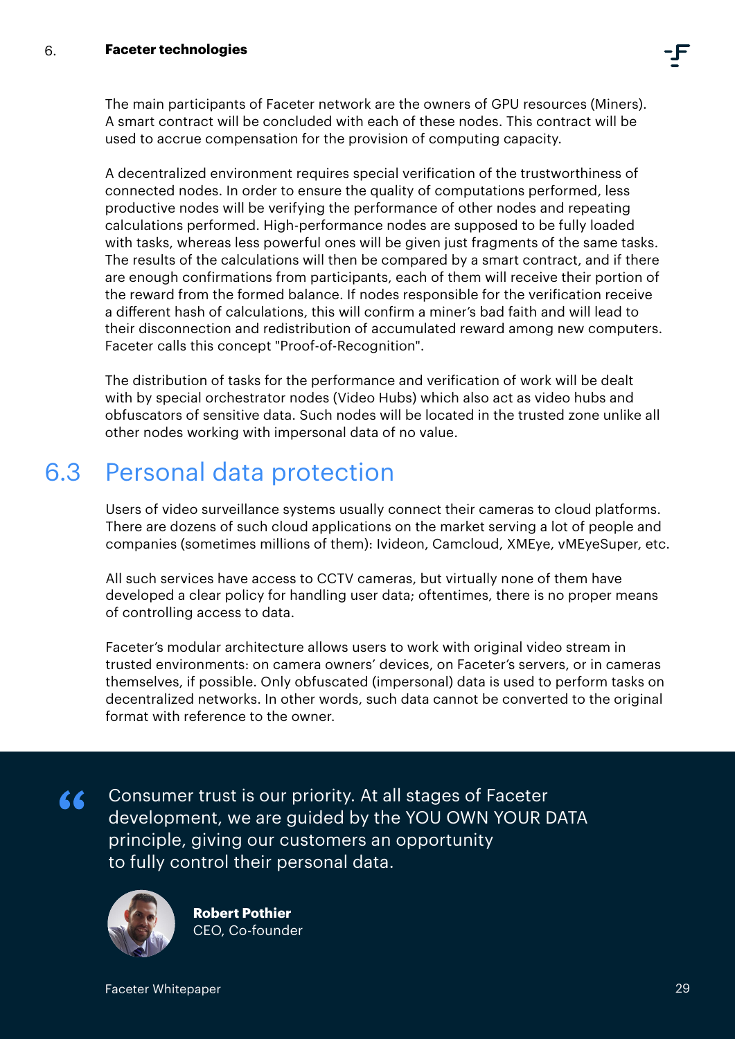The main participants of Faceter network are the owners of GPU resources (Miners). A smart contract will be concluded with each of these nodes. This contract will be used to accrue compensation for the provision of computing capacity.

A decentralized environment requires special verification of the trustworthiness of connected nodes. In order to ensure the quality of computations performed, less productive nodes will be verifying the performance of other nodes and repeating calculations performed. High-performance nodes are supposed to be fully loaded with tasks, whereas less powerful ones will be given just fragments of the same tasks. The results of the calculations will then be compared by a smart contract, and if there are enough confirmations from participants, each of them will receive their portion of the reward from the formed balance. If nodes responsible for the verification receive a different hash of calculations, this will confirm a miner's bad faith and will lead to their disconnection and redistribution of accumulated reward among new computers. Faceter calls this concept "Proof-of-Recognition".

The distribution of tasks for the performance and verification of work will be dealt with by special orchestrator nodes (Video Hubs) which also act as video hubs and obfuscators of sensitive data. Such nodes will be located in the trusted zone unlike all other nodes working with impersonal data of no value.

## 6.3 Personal data protection

Users of video surveillance systems usually connect their cameras to cloud platforms. There are dozens of such cloud applications on the market serving a lot of people and companies (sometimes millions of them): Ivideon, Camcloud, XMEye, vMEyeSuper, etc.

All such services have access to CCTV cameras, but virtually none of them have developed a clear policy for handling user data; oftentimes, there is no proper means of controlling access to data.

Faceter's modular architecture allows users to work with original video stream in trusted environments: on camera owners' devices, on Faceter's servers, or in cameras themselves, if possible. Only obfuscated (impersonal) data is used to perform tasks on decentralized networks. In other words, such data cannot be converted to the original format with reference to the owner.

> Consumer trust is our priority. At all stages of Faceter development, we are guided by the YOU OWN YOUR DATA principle, giving our customers an opportunity to fully control their personal data.
>
> **Robert Pothier**
> CEO, Co-founder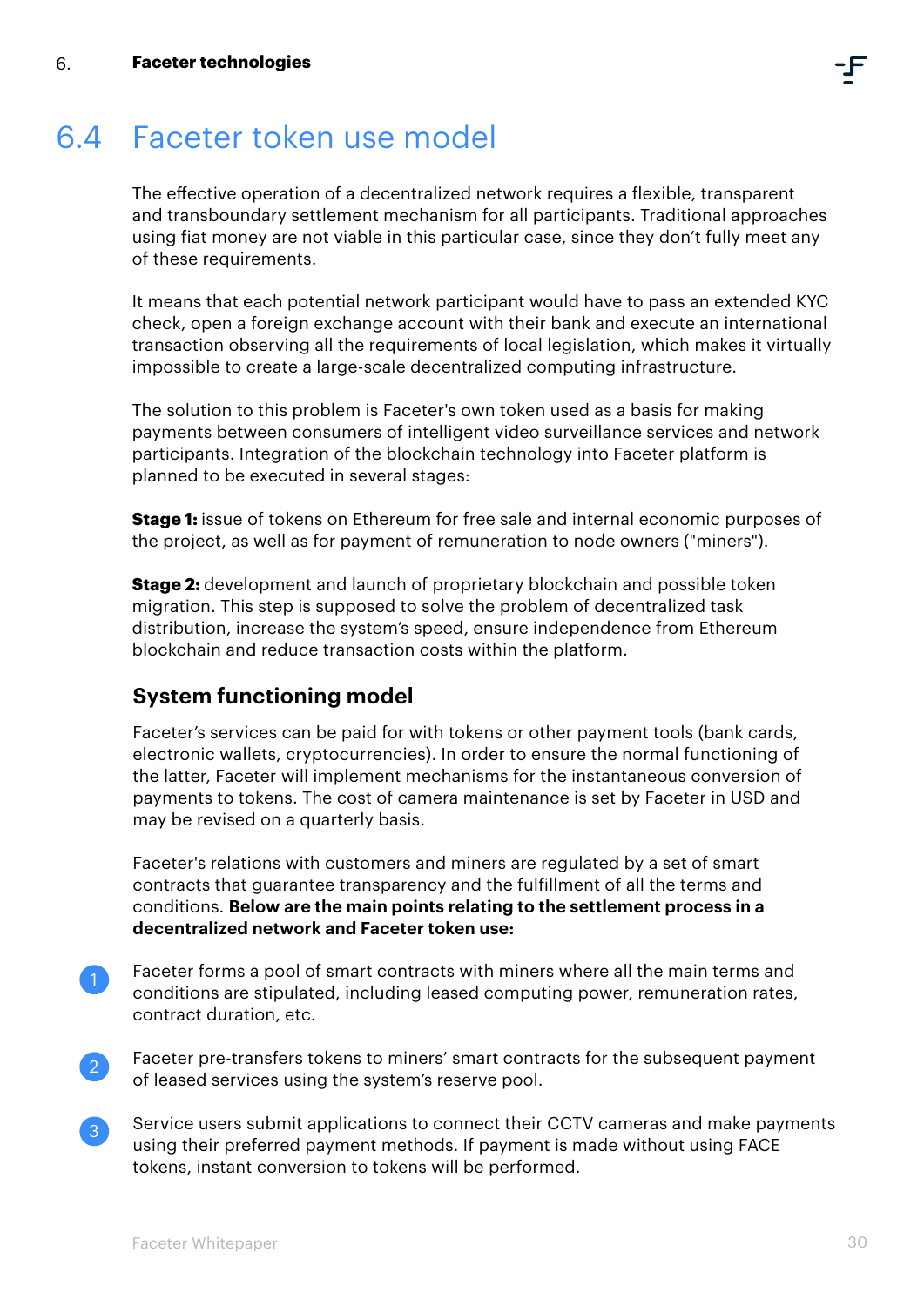## 6.4 Faceter token use model

The effective operation of a decentralized network requires a flexible, transparent and transboundary settlement mechanism for all participants. Traditional approaches using fiat money are not viable in this particular case, since they don't fully meet any of these requirements.

It means that each potential network participant would have to pass an extended KYC check, open a foreign exchange account with their bank and execute an international transaction observing all the requirements of local legislation, which makes it virtually impossible to create a large-scale decentralized computing infrastructure.

The solution to this problem is Faceter's own token used as a basis for making payments between consumers of intelligent video surveillance services and network participants. Integration of the blockchain technology into Faceter platform is planned to be executed in several stages:

**Stage 1:** issue of tokens on Ethereum for free sale and internal economic purposes of the project, as well as for payment of remuneration to node owners ("miners").

**Stage 2:** development and launch of proprietary blockchain and possible token migration. This step is supposed to solve the problem of decentralized task distribution, increase the system's speed, ensure independence from Ethereum blockchain and reduce transaction costs within the platform.

### System functioning model

Faceter's services can be paid for with tokens or other payment tools (bank cards, electronic wallets, cryptocurrencies). In order to ensure the normal functioning of the latter, Faceter will implement mechanisms for the instantaneous conversion of payments to tokens. The cost of camera maintenance is set by Faceter in USD and may be revised on a quarterly basis.

Faceter's relations with customers and miners are regulated by a set of smart contracts that guarantee transparency and the fulfillment of all the terms and conditions. **Below are the main points relating to the settlement process in a decentralized network and Faceter token use:**

1. Faceter forms a pool of smart contracts with miners where all the main terms and conditions are stipulated, including leased computing power, remuneration rates, contract duration, etc.

2. Faceter pre-transfers tokens to miners' smart contracts for the subsequent payment of leased services using the system's reserve pool.

3. Service users submit applications to connect their CCTV cameras and make payments using their preferred payment methods. If payment is made without using FACE tokens, instant conversion to tokens will be performed.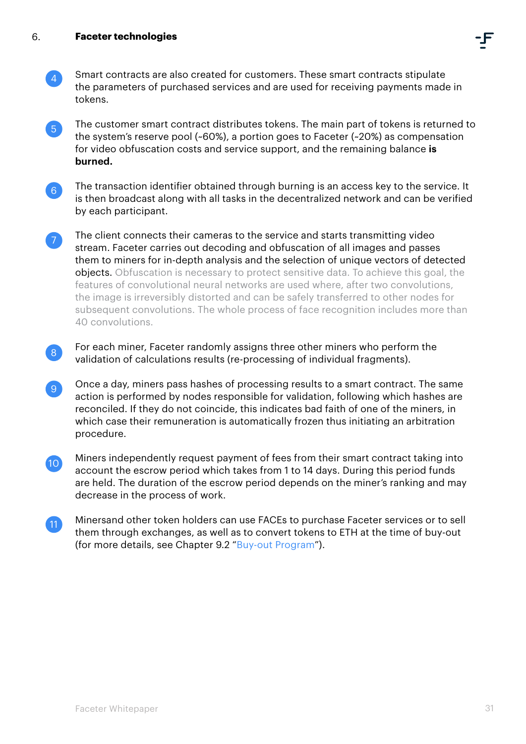4. Smart contracts are also created for customers. These smart contracts stipulate the parameters of purchased services and are used for receiving payments made in tokens.

5. The customer smart contract distributes tokens. The main part of tokens is returned to the system's reserve pool (~60%), a portion goes to Faceter (~20%) as compensation for video obfuscation costs and service support, and the remaining balance **is burned.**

6. The transaction identifier obtained through burning is an access key to the service. It is then broadcast along with all tasks in the decentralized network and can be verified by each participant.

7. The client connects their cameras to the service and starts transmitting video stream. Faceter carries out decoding and obfuscation of all images and passes them to miners for in-depth analysis and the selection of unique vectors of detected objects. Obfuscation is necessary to protect sensitive data. To achieve this goal, the features of convolutional neural networks are used where, after two convolutions, the image is irreversibly distorted and can be safely transferred to other nodes for subsequent convolutions. The whole process of face recognition includes more than 40 convolutions.

8. For each miner, Faceter randomly assigns three other miners who perform the validation of calculations results (re-processing of individual fragments).

9. Once a day, miners pass hashes of processing results to a smart contract. The same action is performed by nodes responsible for validation, following which hashes are reconciled. If they do not coincide, this indicates bad faith of one of the miners, in which case their remuneration is automatically frozen thus initiating an arbitration procedure.

10. Miners independently request payment of fees from their smart contract taking into account the escrow period which takes from 1 to 14 days. During this period funds are held. The duration of the escrow period depends on the miner's ranking and may decrease in the process of work.

11. Minersand other token holders can use FACEs to purchase Faceter services or to sell them through exchanges, as well as to convert tokens to ETH at the time of buy-out (for more details, see Chapter 9.2 "Buy-out Program").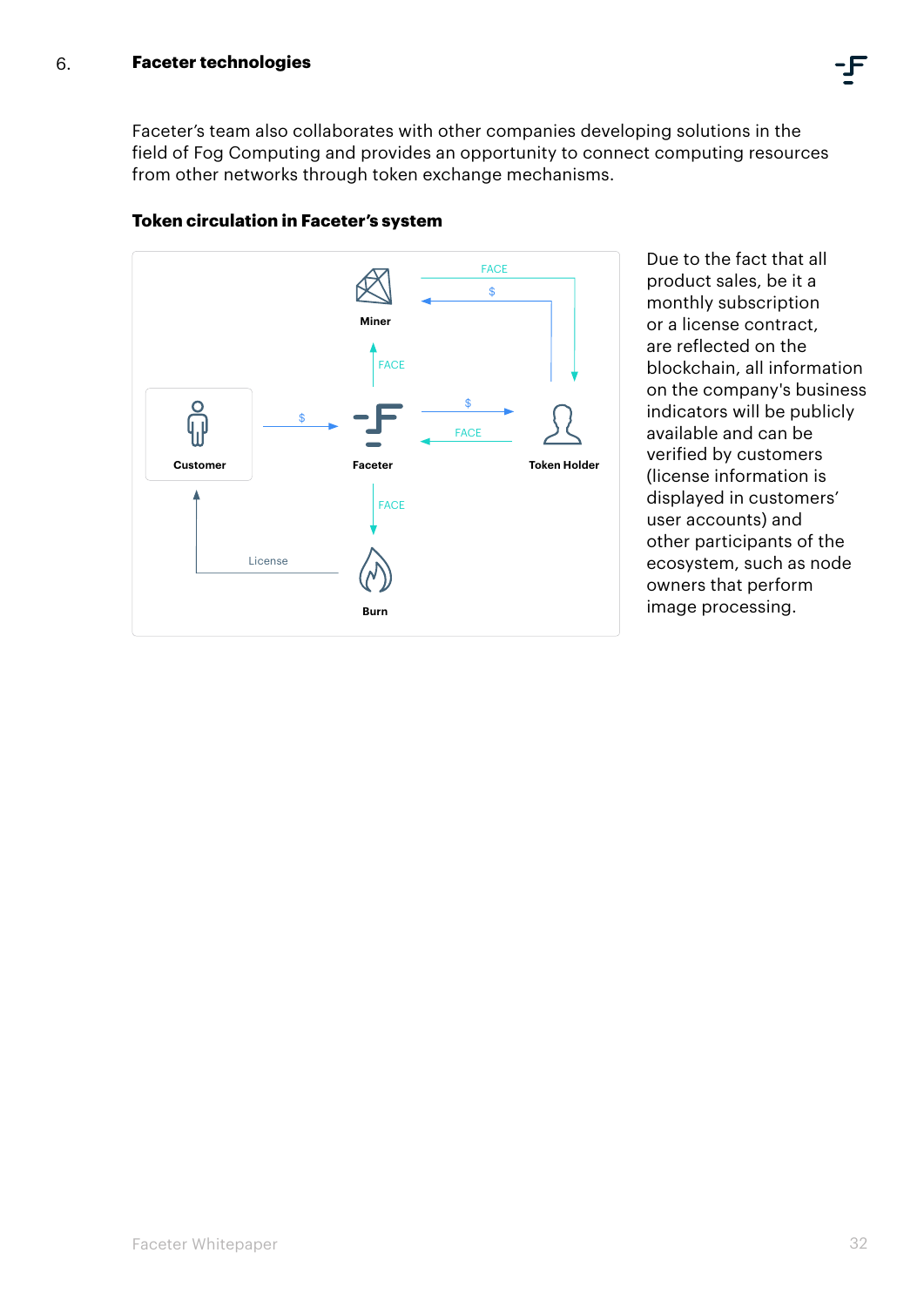## 6. Faceter technologies

Faceter's team also collaborates with other companies developing solutions in the field of Fog Computing and provides an opportunity to connect computing resources from other networks through token exchange mechanisms.

### Token circulation in Faceter's system

Due to the fact that all product sales, be it a monthly subscription or a license contract, are reflected on the blockchain, all information on the company's business indicators will be publicly available and can be verified by customers (license information is displayed in customers' user accounts) and other participants of the ecosystem, such as node owners that perform image processing.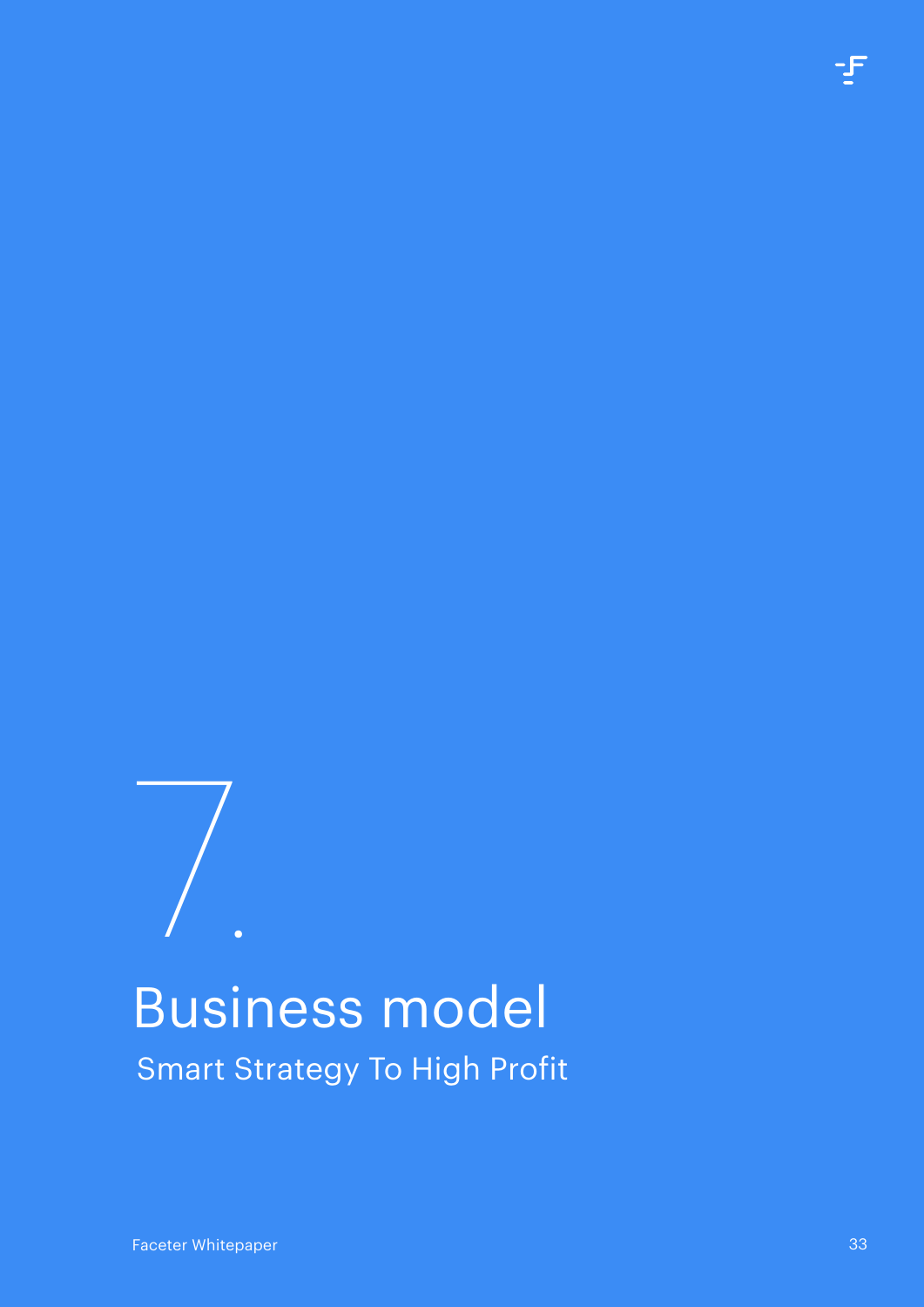# 7. Business model

## Smart Strategy To High Profit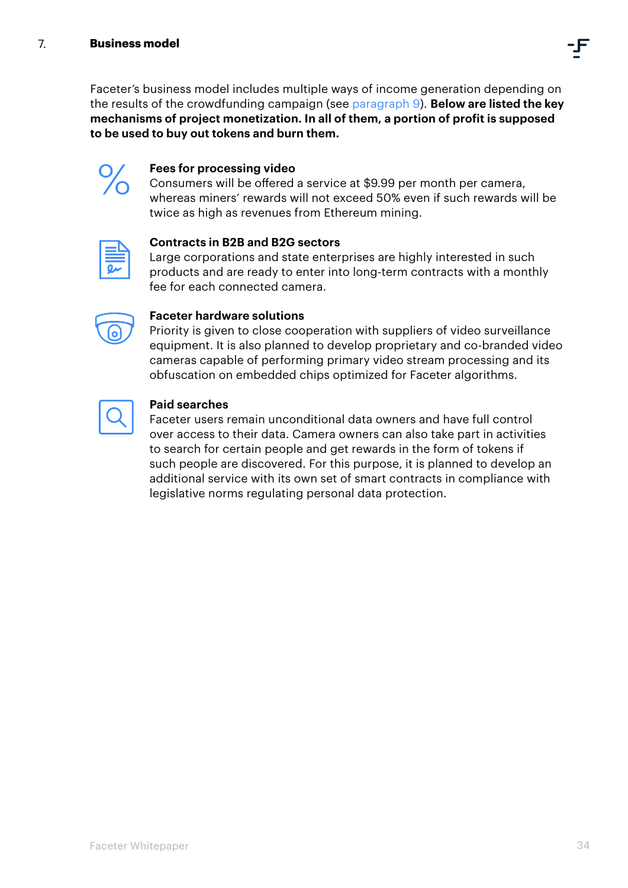## 7. Business model

Faceter's business model includes multiple ways of income generation depending on the results of the crowdfunding campaign (see paragraph 9). **Below are listed the key mechanisms of project monetization. In all of them, a portion of profit is supposed to be used to buy out tokens and burn them.**

**Fees for processing video**
Consumers will be offered a service at $9.99 per month per camera, whereas miners' rewards will not exceed 50% even if such rewards will be twice as high as revenues from Ethereum mining.

**Contracts in B2B and B2G sectors**
Large corporations and state enterprises are highly interested in such products and are ready to enter into long-term contracts with a monthly fee for each connected camera.

**Faceter hardware solutions**
Priority is given to close cooperation with suppliers of video surveillance equipment. It is also planned to develop proprietary and co-branded video cameras capable of performing primary video stream processing and its obfuscation on embedded chips optimized for Faceter algorithms.

**Paid searches**
Faceter users remain unconditional data owners and have full control over access to their data. Camera owners can also take part in activities to search for certain people and get rewards in the form of tokens if such people are discovered. For this purpose, it is planned to develop an additional service with its own set of smart contracts in compliance with legislative norms regulating personal data protection.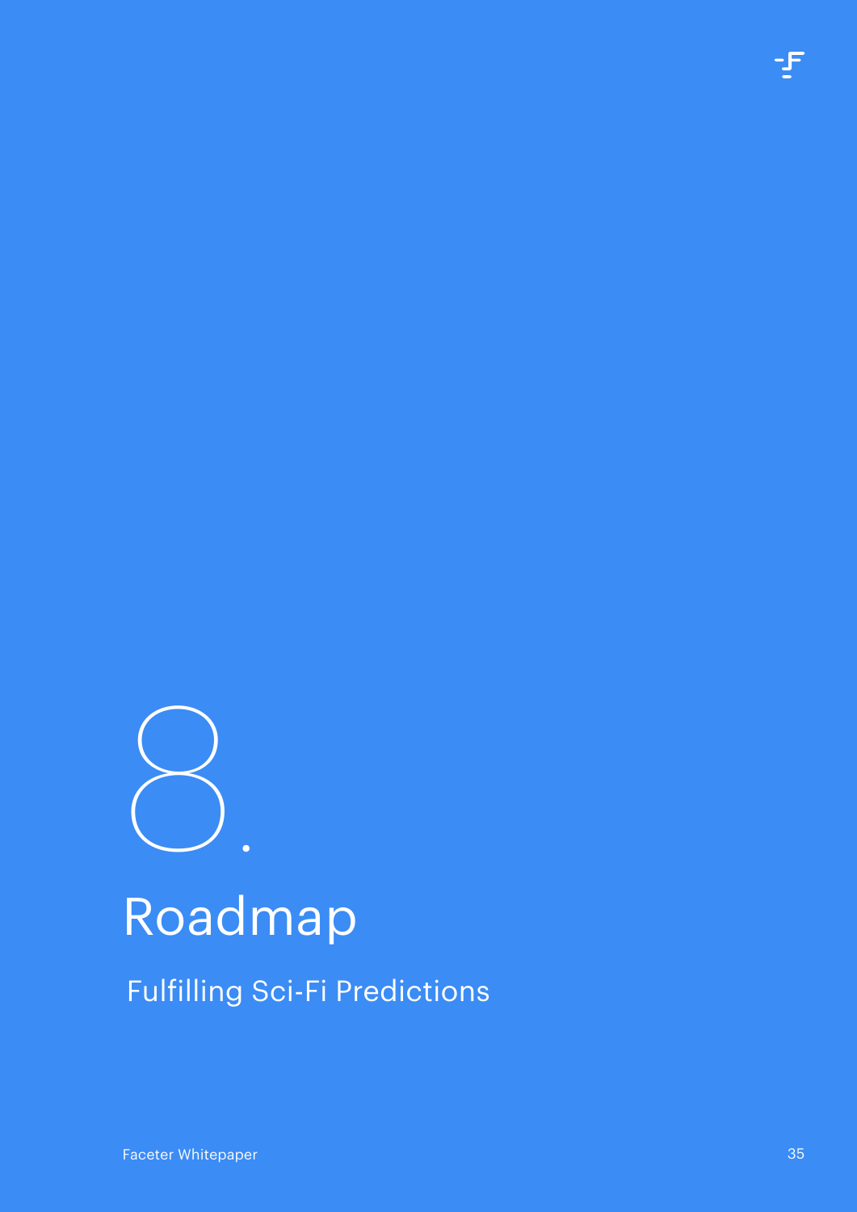# 8. Roadmap

## Fulfilling Sci-Fi Predictions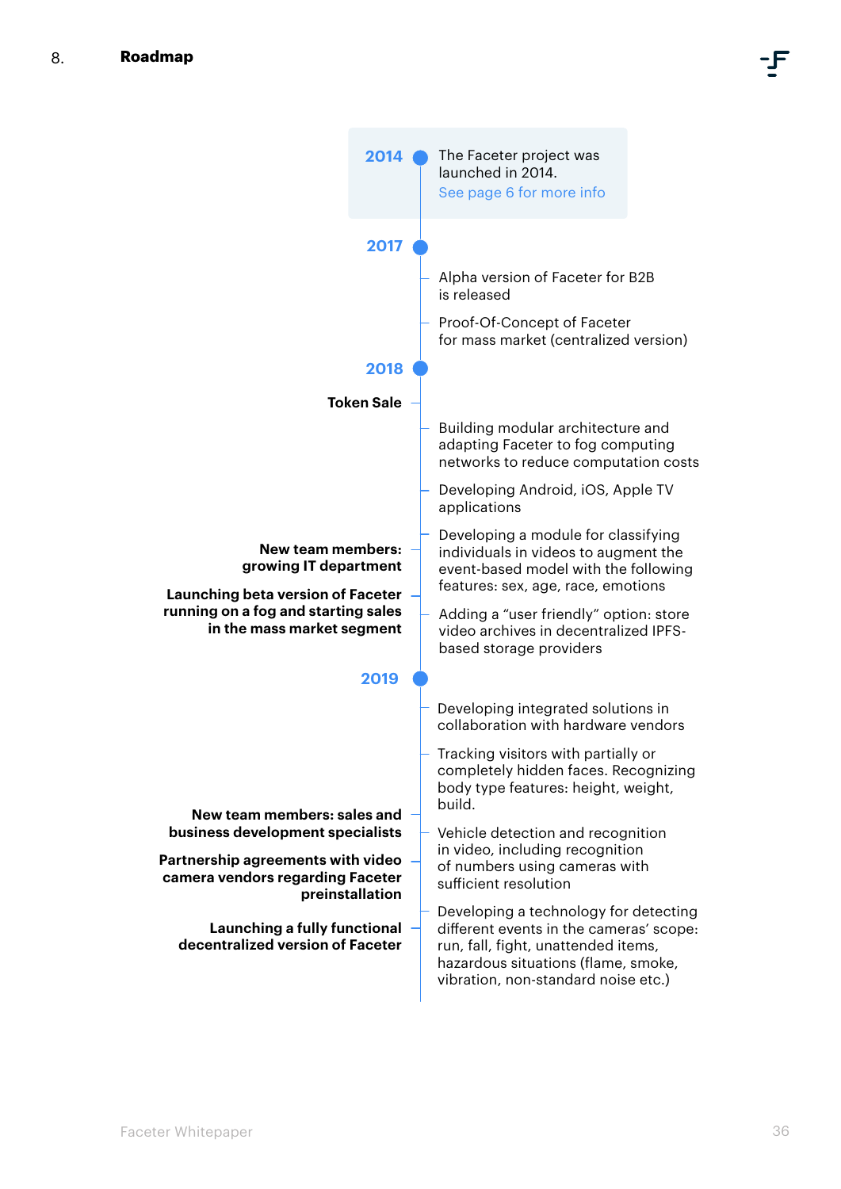## 8. Roadmap

### 2014

- The Faceter project was launched in 2014. See page 6 for more info

### 2017

- Alpha version of Faceter for B2B is released
- Proof-Of-Concept of Faceter for mass market (centralized version)

### 2018

- **Token Sale**
- Building modular architecture and adapting Faceter to fog computing networks to reduce computation costs
- Developing Android, iOS, Apple TV applications
- Developing a module for classifying individuals in videos to augment the event-based model with the following features: sex, age, race, emotions
- **New team members: growing IT department**
- **Launching beta version of Faceter running on a fog and starting sales in the mass market segment**
- Adding a "user friendly" option: store video archives in decentralized IPFS-based storage providers

### 2019

- Developing integrated solutions in collaboration with hardware vendors
- Tracking visitors with partially or completely hidden faces. Recognizing body type features: height, weight, build.
- **New team members: sales and business development specialists**
- Vehicle detection and recognition in video, including recognition of numbers using cameras with sufficient resolution
- **Partnership agreements with video camera vendors regarding Faceter preinstallation**
- **Launching a fully functional decentralized version of Faceter**
- Developing a technology for detecting different events in the cameras' scope: run, fall, fight, unattended items, hazardous situations (flame, smoke, vibration, non-standard noise etc.)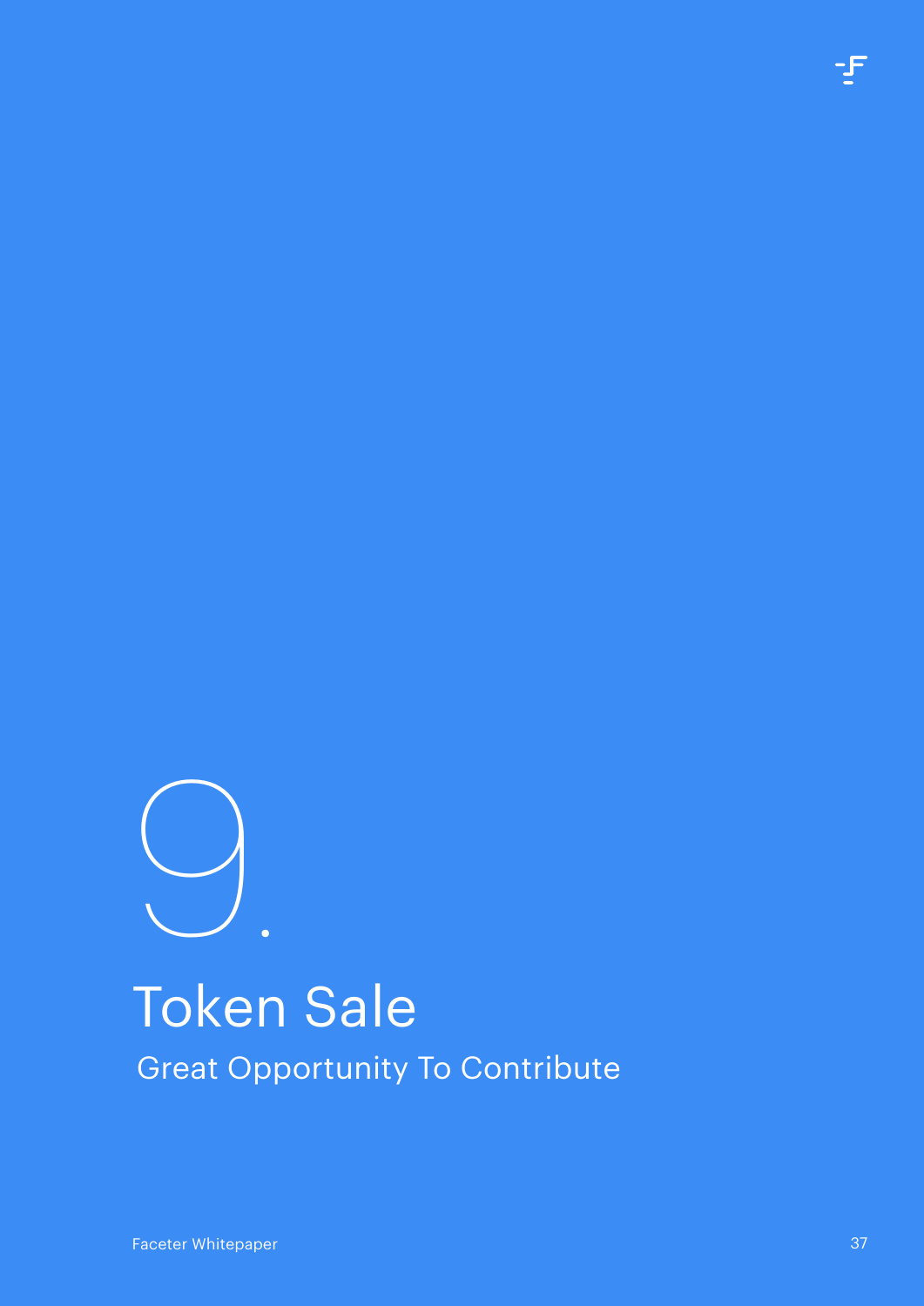# 9. Token Sale

Great Opportunity To Contribute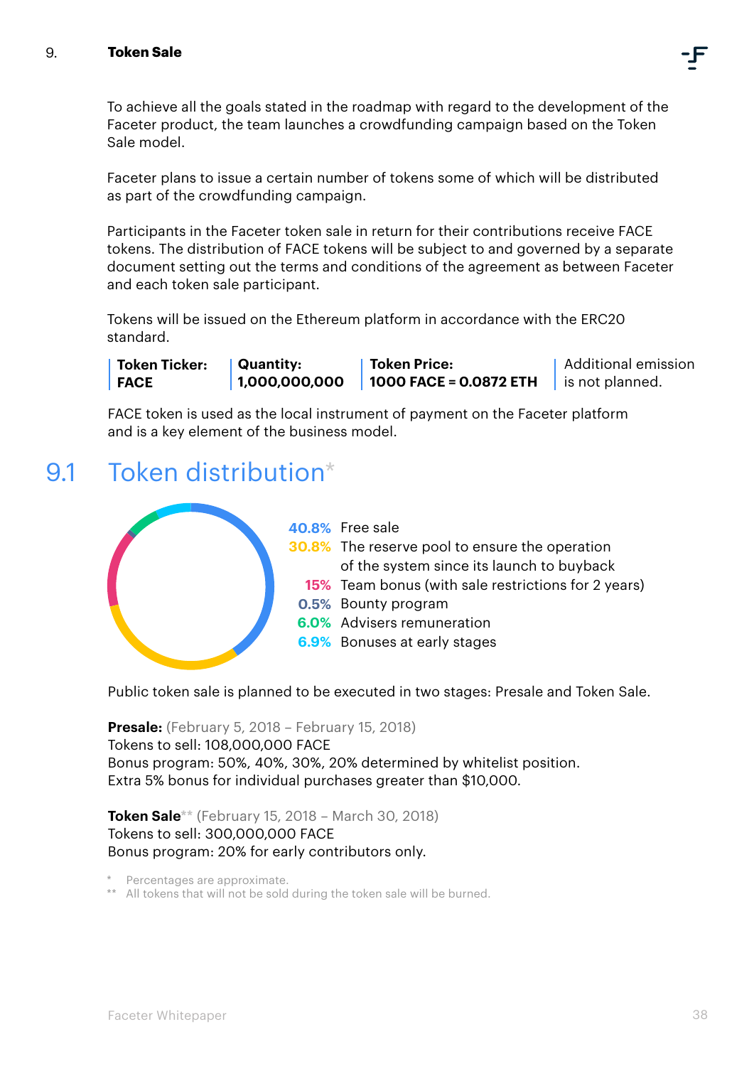## 9. Token Sale

To achieve all the goals stated in the roadmap with regard to the development of the Faceter product, the team launches a crowdfunding campaign based on the Token Sale model.

Faceter plans to issue a certain number of tokens some of which will be distributed as part of the crowdfunding campaign.

Participants in the Faceter token sale in return for their contributions receive FACE tokens. The distribution of FACE tokens will be subject to and governed by a separate document setting out the terms and conditions of the agreement as between Faceter and each token sale participant.

Tokens will be issued on the Ethereum platform in accordance with the ERC20 standard.

| Token Ticker: | Quantity: | Token Price: | Additional emission |
|---|---|---|---|
| **FACE** | **1,000,000,000** | **1000 FACE = 0.0872 ETH** | is not planned. |

FACE token is used as the local instrument of payment on the Faceter platform and is a key element of the business model.

## 9.1 Token distribution*

- **40.8%** Free sale
- **30.8%** The reserve pool to ensure the operation of the system since its launch to buyback
- **15%** Team bonus (with sale restrictions for 2 years)
- **0.5%** Bounty program
- **6.0%** Advisers remuneration
- **6.9%** Bonuses at early stages

Public token sale is planned to be executed in two stages: Presale and Token Sale.

**Presale:** (February 5, 2018 – February 15, 2018)
Tokens to sell: 108,000,000 FACE
Bonus program: 50%, 40%, 30%, 20% determined by whitelist position.
Extra 5% bonus for individual purchases greater than $10,000.

**Token Sale**** (February 15, 2018 – March 30, 2018)
Tokens to sell: 300,000,000 FACE
Bonus program: 20% for early contributors only.

\* Percentages are approximate.
\*\* All tokens that will not be sold during the token sale will be burned.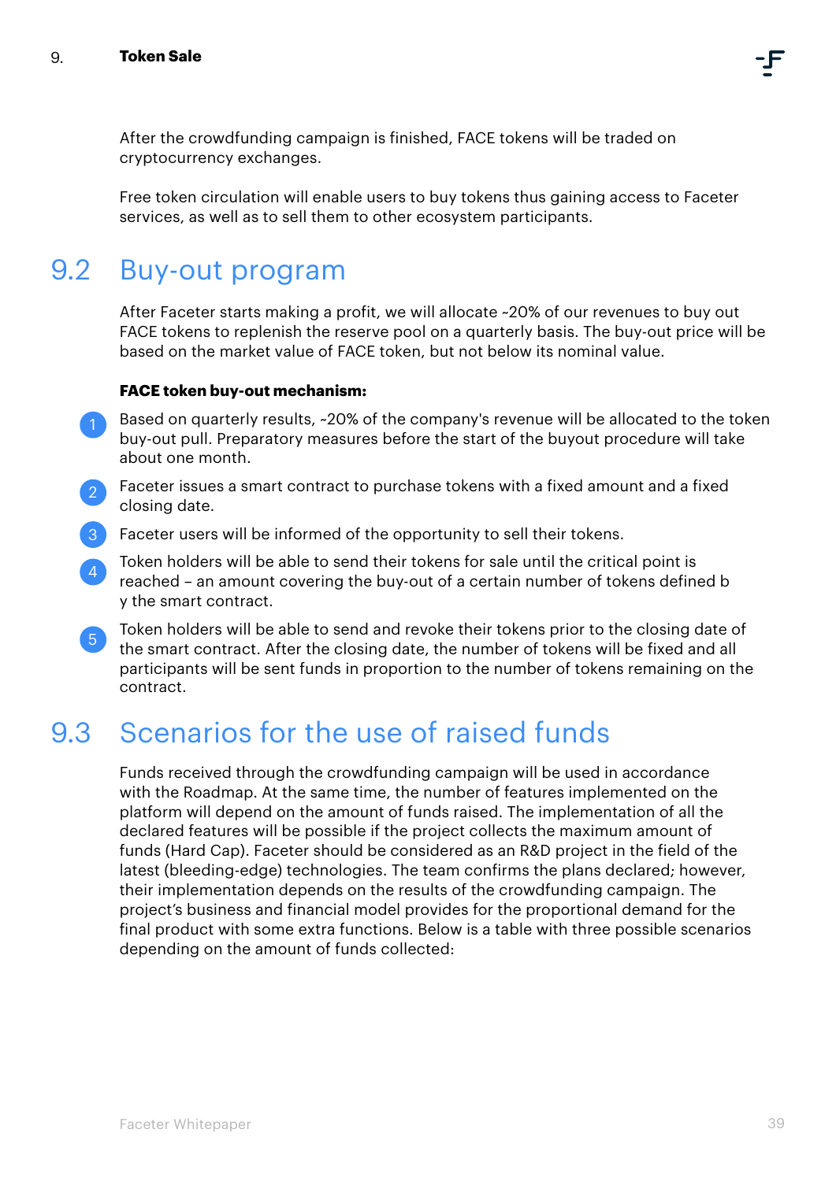After the crowdfunding campaign is finished, FACE tokens will be traded on cryptocurrency exchanges.

Free token circulation will enable users to buy tokens thus gaining access to Faceter services, as well as to sell them to other ecosystem participants.

## 9.2 Buy-out program

After Faceter starts making a profit, we will allocate ~20% of our revenues to buy out FACE tokens to replenish the reserve pool on a quarterly basis. The buy-out price will be based on the market value of FACE token, but not below its nominal value.

**FACE token buy-out mechanism:**

1. Based on quarterly results, ~20% of the company's revenue will be allocated to the token buy-out pull. Preparatory measures before the start of the buyout procedure will take about one month.
2. Faceter issues a smart contract to purchase tokens with a fixed amount and a fixed closing date.
3. Faceter users will be informed of the opportunity to sell their tokens.
4. Token holders will be able to send their tokens for sale until the critical point is reached – an amount covering the buy-out of a certain number of tokens defined b y the smart contract.
5. Token holders will be able to send and revoke their tokens prior to the closing date of the smart contract. After the closing date, the number of tokens will be fixed and all participants will be sent funds in proportion to the number of tokens remaining on the contract.

## 9.3 Scenarios for the use of raised funds

Funds received through the crowdfunding campaign will be used in accordance with the Roadmap. At the same time, the number of features implemented on the platform will depend on the amount of funds raised. The implementation of all the declared features will be possible if the project collects the maximum amount of funds (Hard Cap). Faceter should be considered as an R&D project in the field of the latest (bleeding-edge) technologies. The team confirms the plans declared; however, their implementation depends on the results of the crowdfunding campaign. The project's business and financial model provides for the proportional demand for the final product with some extra functions. Below is a table with three possible scenarios depending on the amount of funds collected: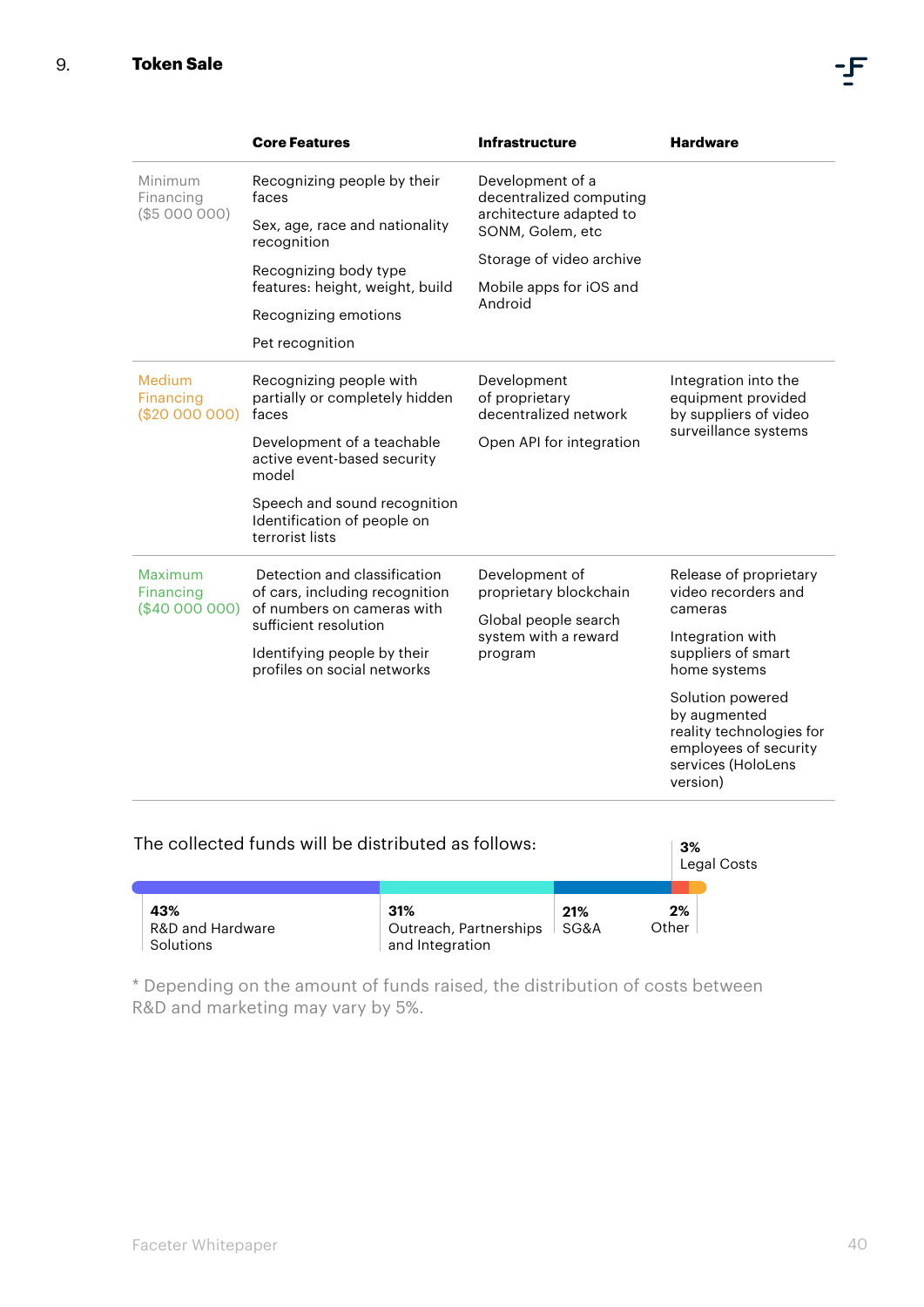## 9. Token Sale

| | Core Features | Infrastructure | Hardware |
|---|---|---|---|
| Minimum Financing ($5 000 000) | Recognizing people by their faces<br><br>Sex, age, race and nationality recognition<br><br>Recognizing body type features: height, weight, build<br><br>Recognizing emotions<br><br>Pet recognition | Development of a decentralized computing architecture adapted to SONM, Golem, etc<br><br>Storage of video archive<br><br>Mobile apps for iOS and Android | |
| Medium Financing ($20 000 000) | Recognizing people with partially or completely hidden faces<br><br>Development of a teachable active event-based security model<br><br>Speech and sound recognition Identification of people on terrorist lists | Development of proprietary decentralized network<br><br>Open API for integration | Integration into the equipment provided by suppliers of video surveillance systems |
| Maximum Financing ($40 000 000) | Detection and classification of cars, including recognition of numbers on cameras with sufficient resolution<br><br>Identifying people by their profiles on social networks | Development of proprietary blockchain<br><br>Global people search system with a reward program | Release of proprietary video recorders and cameras<br><br>Integration with suppliers of smart home systems<br><br>Solution powered by augmented reality technologies for employees of security services (HoloLens version) |

The collected funds will be distributed as follows:

- **43%** R&D and Hardware Solutions
- **31%** Outreach, Partnerships and Integration
- **21%** SG&A
- **3%** Legal Costs
- **2%** Other

\* Depending on the amount of funds raised, the distribution of costs between R&D and marketing may vary by 5%.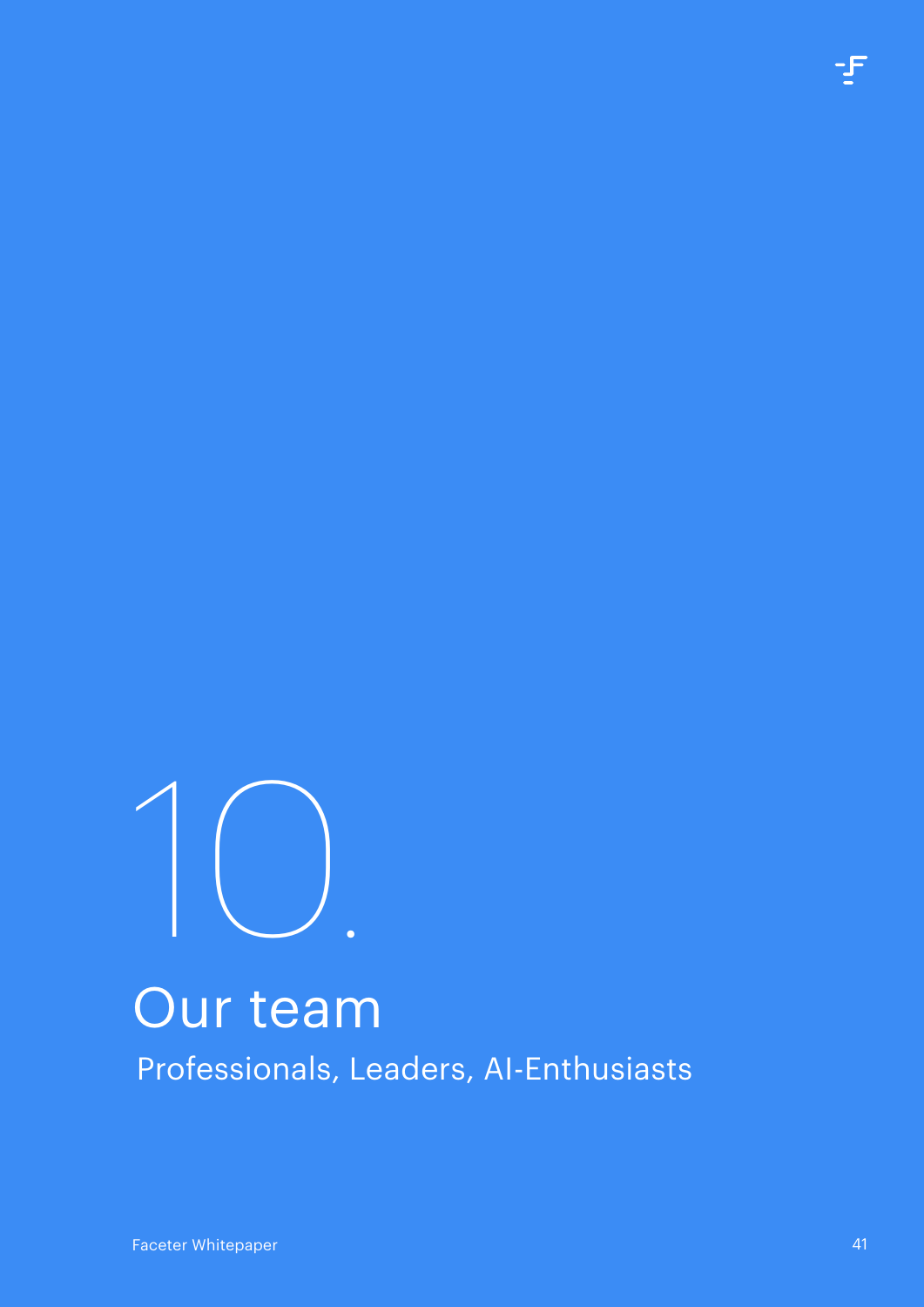# 10. Our team

Professionals, Leaders, AI-Enthusiasts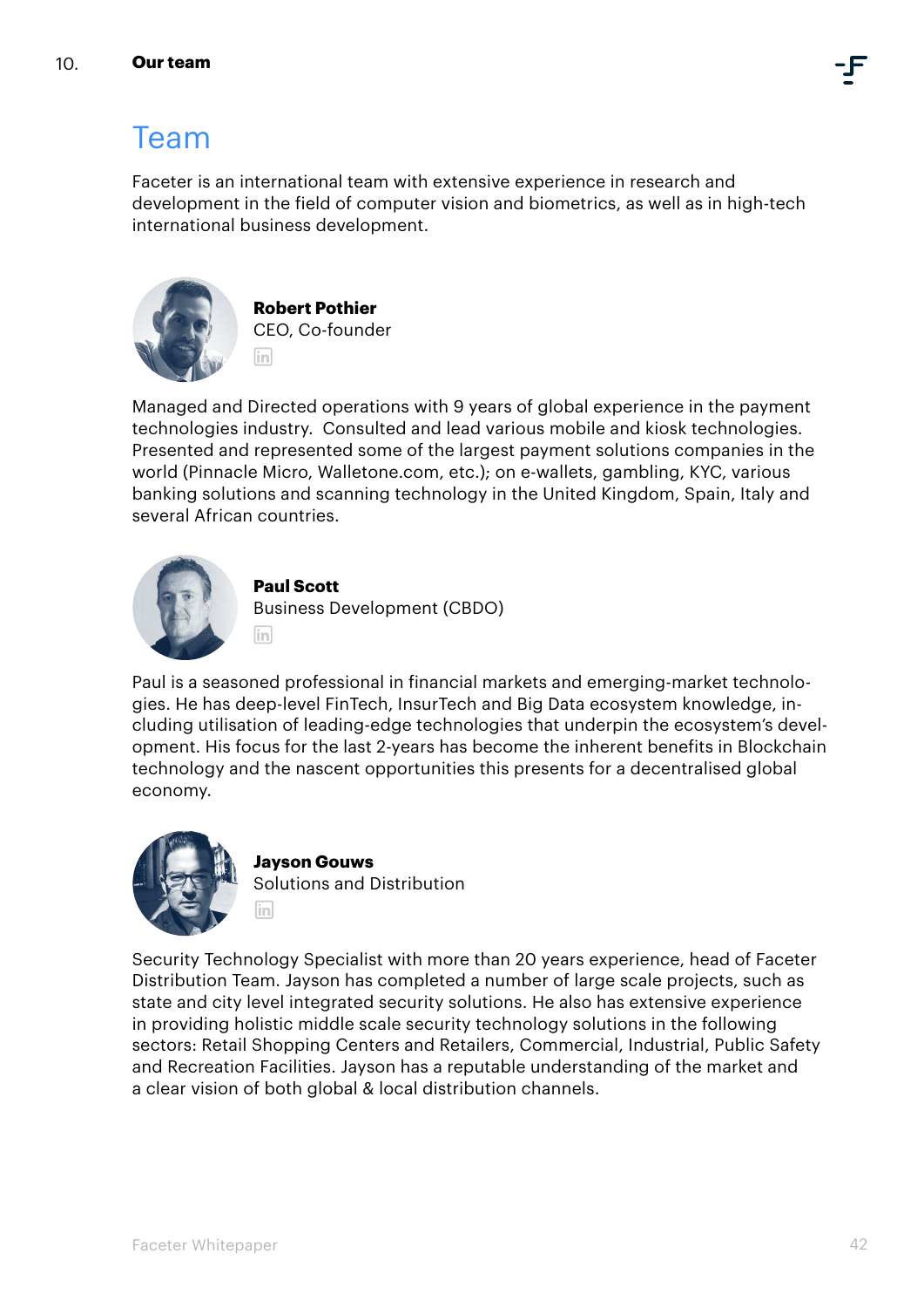# Team

Faceter is an international team with extensive experience in research and development in the field of computer vision and biometrics, as well as in high-tech international business development.

**Robert Pothier**
CEO, Co-founder

Managed and Directed operations with 9 years of global experience in the payment technologies industry. Consulted and lead various mobile and kiosk technologies. Presented and represented some of the largest payment solutions companies in the world (Pinnacle Micro, Walletone.com, etc.); on e-wallets, gambling, KYC, various banking solutions and scanning technology in the United Kingdom, Spain, Italy and several African countries.

**Paul Scott**
Business Development (CBDO)

Paul is a seasoned professional in financial markets and emerging-market technologies. He has deep-level FinTech, InsurTech and Big Data ecosystem knowledge, including utilisation of leading-edge technologies that underpin the ecosystem's development. His focus for the last 2-years has become the inherent benefits in Blockchain technology and the nascent opportunities this presents for a decentralised global economy.

**Jayson Gouws**
Solutions and Distribution

Security Technology Specialist with more than 20 years experience, head of Faceter Distribution Team. Jayson has completed a number of large scale projects, such as state and city level integrated security solutions. He also has extensive experience in providing holistic middle scale security technology solutions in the following sectors: Retail Shopping Centers and Retailers, Commercial, Industrial, Public Safety and Recreation Facilities. Jayson has a reputable understanding of the market and a clear vision of both global & local distribution channels.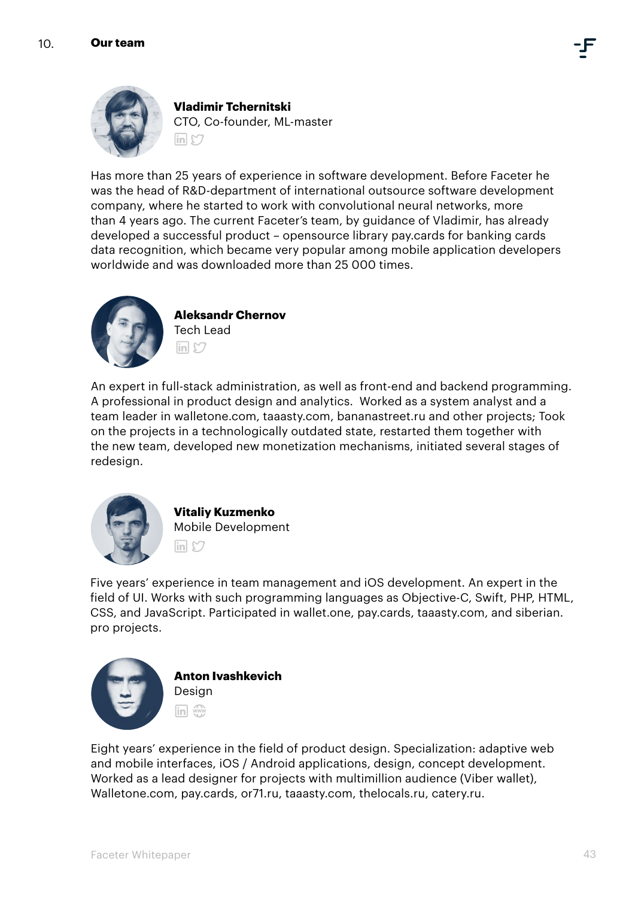## 10. Our team

**Vladimir Tchernitski**
CTO, Co-founder, ML-master

Has more than 25 years of experience in software development. Before Faceter he was the head of R&D-department of international outsource software development company, where he started to work with convolutional neural networks, more than 4 years ago. The current Faceter's team, by guidance of Vladimir, has already developed a successful product – opensource library pay.cards for banking cards data recognition, which became very popular among mobile application developers worldwide and was downloaded more than 25 000 times.

**Aleksandr Chernov**
Tech Lead

An expert in full-stack administration, as well as front-end and backend programming. A professional in product design and analytics. Worked as a system analyst and a team leader in walletone.com, taaasty.com, bananastreet.ru and other projects; Took on the projects in a technologically outdated state, restarted them together with the new team, developed new monetization mechanisms, initiated several stages of redesign.

**Vitaliy Kuzmenko**
Mobile Development

Five years' experience in team management and iOS development. An expert in the field of UI. Works with such programming languages as Objective-C, Swift, PHP, HTML, CSS, and JavaScript. Participated in wallet.one, pay.cards, taaasty.com, and siberian.pro projects.

**Anton Ivashkevich**
Design

Eight years' experience in the field of product design. Specialization: adaptive web and mobile interfaces, iOS / Android applications, design, concept development. Worked as a lead designer for projects with multimillion audience (Viber wallet), Walletone.com, pay.cards, or71.ru, taaasty.com, thelocals.ru, catery.ru.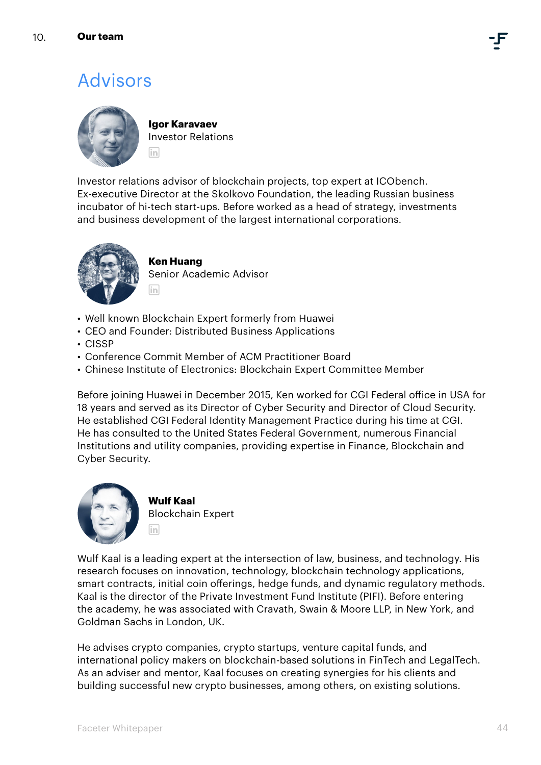# Advisors

**Igor Karavaev**
Investor Relations

Investor relations advisor of blockchain projects, top expert at ICObench. Ex-executive Director at the Skolkovo Foundation, the leading Russian business incubator of hi-tech start-ups. Before worked as a head of strategy, investments and business development of the largest international corporations.

**Ken Huang**
Senior Academic Advisor

- Well known Blockchain Expert formerly from Huawei
- CEO and Founder: Distributed Business Applications
- CISSP
- Conference Commit Member of ACM Practitioner Board
- Chinese Institute of Electronics: Blockchain Expert Committee Member

Before joining Huawei in December 2015, Ken worked for CGI Federal office in USA for 18 years and served as its Director of Cyber Security and Director of Cloud Security. He established CGI Federal Identity Management Practice during his time at CGI. He has consulted to the United States Federal Government, numerous Financial Institutions and utility companies, providing expertise in Finance, Blockchain and Cyber Security.

**Wulf Kaal**
Blockchain Expert

Wulf Kaal is a leading expert at the intersection of law, business, and technology. His research focuses on innovation, technology, blockchain technology applications, smart contracts, initial coin offerings, hedge funds, and dynamic regulatory methods. Kaal is the director of the Private Investment Fund Institute (PIFI). Before entering the academy, he was associated with Cravath, Swain & Moore LLP, in New York, and Goldman Sachs in London, UK.

He advises crypto companies, crypto startups, venture capital funds, and international policy makers on blockchain-based solutions in FinTech and LegalTech. As an adviser and mentor, Kaal focuses on creating synergies for his clients and building successful new crypto businesses, among others, on existing solutions.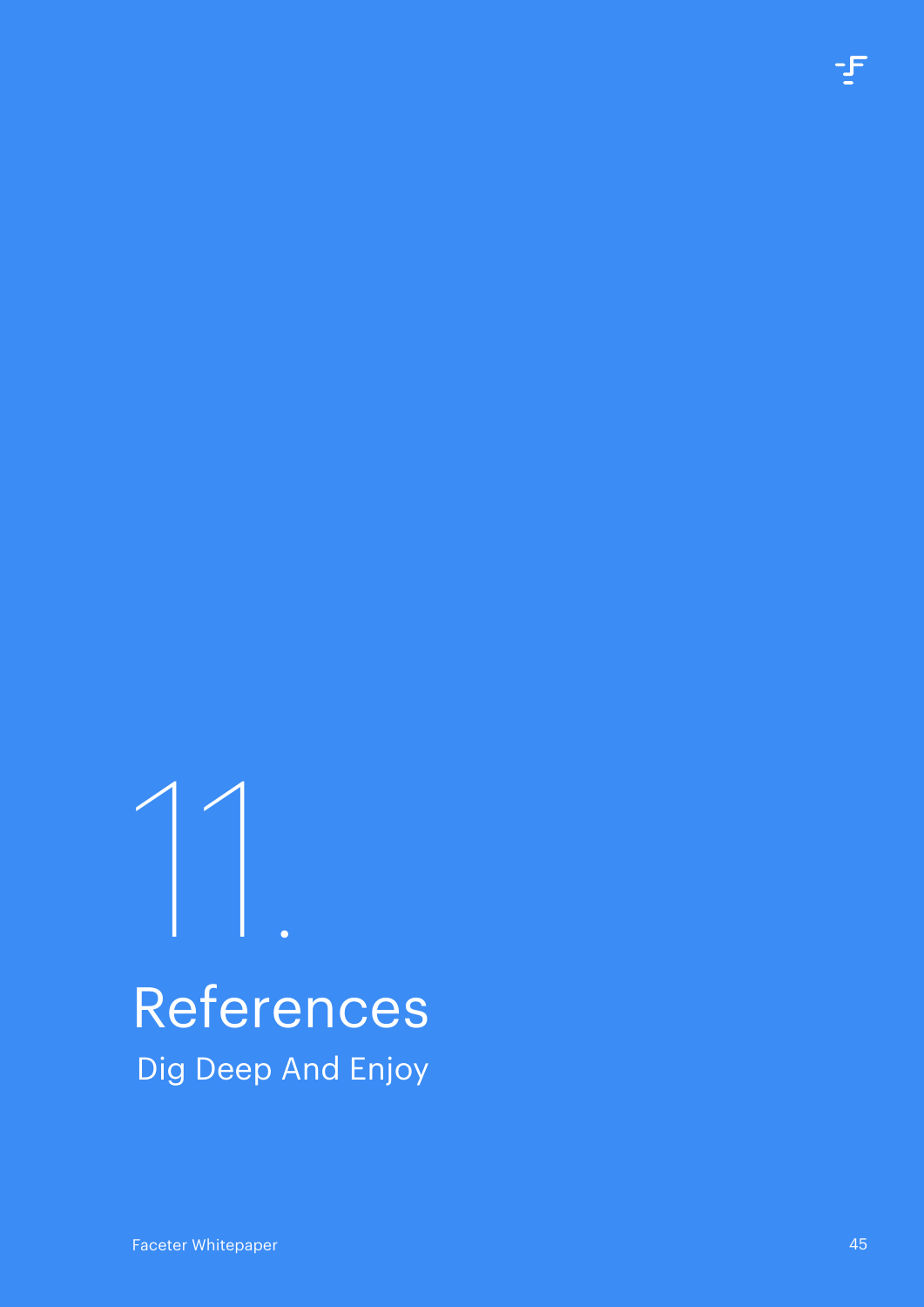# 11. References

Dig Deep And Enjoy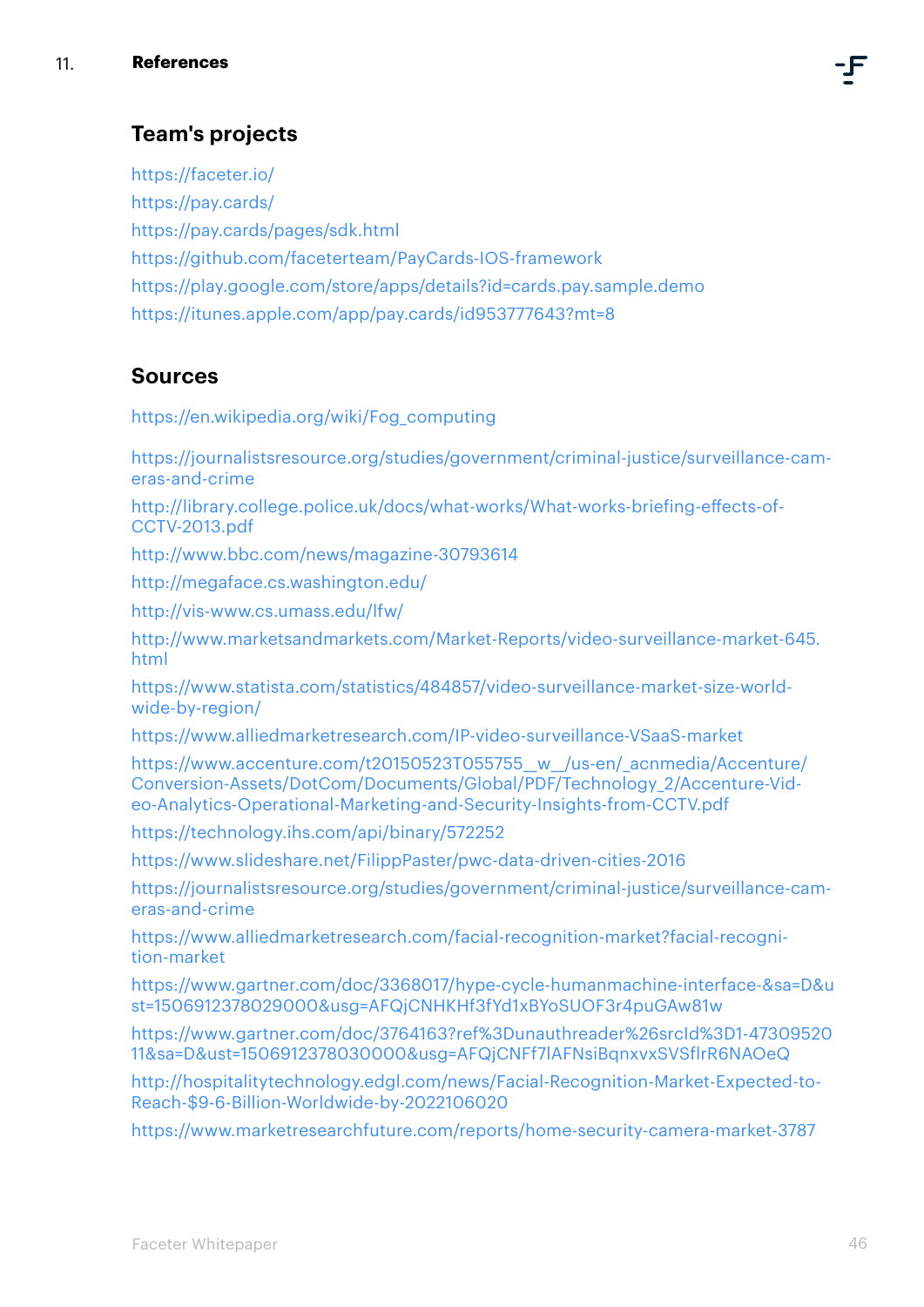# 11. References

## Team's projects

https://faceter.io/
https://pay.cards/
https://pay.cards/pages/sdk.html
https://github.com/faceterteam/PayCards-IOS-framework
https://play.google.com/store/apps/details?id=cards.pay.sample.demo
https://itunes.apple.com/app/pay.cards/id953777643?mt=8

## Sources

https://en.wikipedia.org/wiki/Fog_computing

https://journalistsresource.org/studies/government/criminal-justice/surveillance-cameras-and-crime

http://library.college.police.uk/docs/what-works/What-works-briefing-effects-of-CCTV-2013.pdf

http://www.bbc.com/news/magazine-30793614

http://megaface.cs.washington.edu/

http://vis-www.cs.umass.edu/lfw/

http://www.marketsandmarkets.com/Market-Reports/video-surveillance-market-645.html

https://www.statista.com/statistics/484857/video-surveillance-market-size-worldwide-by-region/

https://www.alliedmarketresearch.com/IP-video-surveillance-VSaaS-market

https://www.accenture.com/t20150523T055755__w__/us-en/_acnmedia/Accenture/Conversion-Assets/DotCom/Documents/Global/PDF/Technology_2/Accenture-Video-Analytics-Operational-Marketing-and-Security-Insights-from-CCTV.pdf

https://technology.ihs.com/api/binary/572252

https://www.slideshare.net/FilippPaster/pwc-data-driven-cities-2016

https://journalistsresource.org/studies/government/criminal-justice/surveillance-cameras-and-crime

https://www.alliedmarketresearch.com/facial-recognition-market?facial-recognition-market

https://www.gartner.com/doc/3368017/hype-cycle-humanmachine-interface-&sa=D&ust=1506912378029000&usg=AFQjCNHKHf3fYd1xBYoSUOF3r4puGAw81w

https://www.gartner.com/doc/3764163?ref%3Dunauthreader%26srcId%3D1-4730952011&sa=D&ust=1506912378030000&usg=AFQjCNFf7lAFNsiBqnxvxSVSflrR6NAOeQ

http://hospitalitytechnology.edgl.com/news/Facial-Recognition-Market-Expected-to-Reach-$9-6-Billion-Worldwide-by-2022106020

https://www.marketresearchfuture.com/reports/home-security-camera-market-3787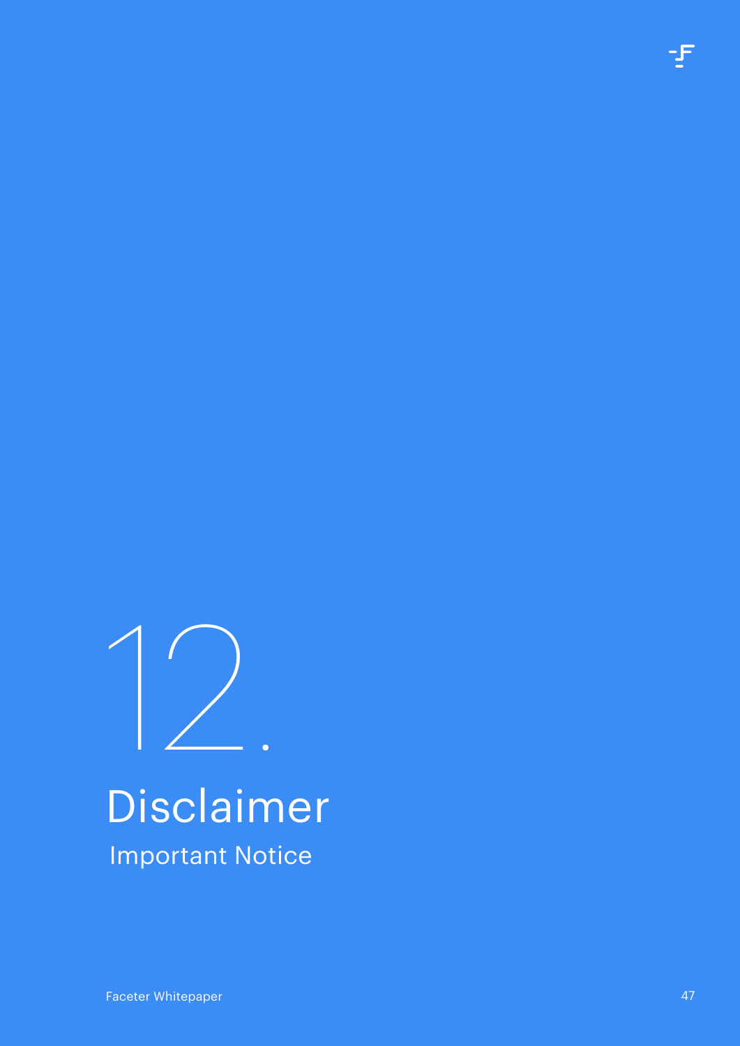# 12. Disclaimer

## Important Notice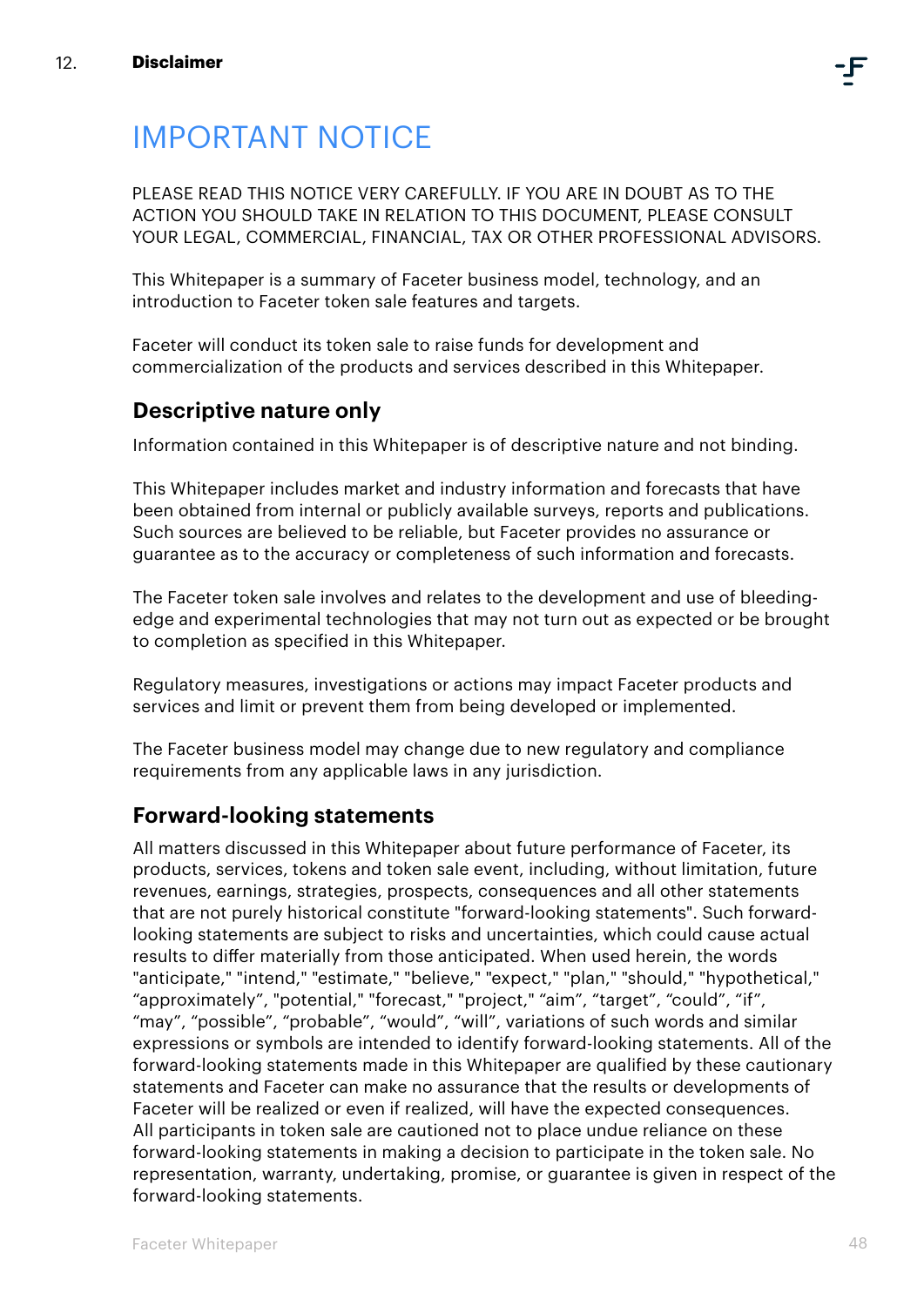## 12. Disclaimer

# IMPORTANT NOTICE

PLEASE READ THIS NOTICE VERY CAREFULLY. IF YOU ARE IN DOUBT AS TO THE ACTION YOU SHOULD TAKE IN RELATION TO THIS DOCUMENT, PLEASE CONSULT YOUR LEGAL, COMMERCIAL, FINANCIAL, TAX OR OTHER PROFESSIONAL ADVISORS.

This Whitepaper is a summary of Faceter business model, technology, and an introduction to Faceter token sale features and targets.

Faceter will conduct its token sale to raise funds for development and commercialization of the products and services described in this Whitepaper.

### Descriptive nature only

Information contained in this Whitepaper is of descriptive nature and not binding.

This Whitepaper includes market and industry information and forecasts that have been obtained from internal or publicly available surveys, reports and publications. Such sources are believed to be reliable, but Faceter provides no assurance or guarantee as to the accuracy or completeness of such information and forecasts.

The Faceter token sale involves and relates to the development and use of bleeding-edge and experimental technologies that may not turn out as expected or be brought to completion as specified in this Whitepaper.

Regulatory measures, investigations or actions may impact Faceter products and services and limit or prevent them from being developed or implemented.

The Faceter business model may change due to new regulatory and compliance requirements from any applicable laws in any jurisdiction.

### Forward-looking statements

All matters discussed in this Whitepaper about future performance of Faceter, its products, services, tokens and token sale event, including, without limitation, future revenues, earnings, strategies, prospects, consequences and all other statements that are not purely historical constitute "forward-looking statements". Such forward-looking statements are subject to risks and uncertainties, which could cause actual results to differ materially from those anticipated. When used herein, the words "anticipate," "intend," "estimate," "believe," "expect," "plan," "should," "hypothetical," “approximately”, "potential," "forecast," "project," “aim”, “target”, “could”, “if”, “may”, “possible”, “probable”, “would”, “will”, variations of such words and similar expressions or symbols are intended to identify forward-looking statements. All of the forward-looking statements made in this Whitepaper are qualified by these cautionary statements and Faceter can make no assurance that the results or developments of Faceter will be realized or even if realized, will have the expected consequences. All participants in token sale are cautioned not to place undue reliance on these forward-looking statements in making a decision to participate in the token sale. No representation, warranty, undertaking, promise, or guarantee is given in respect of the forward-looking statements.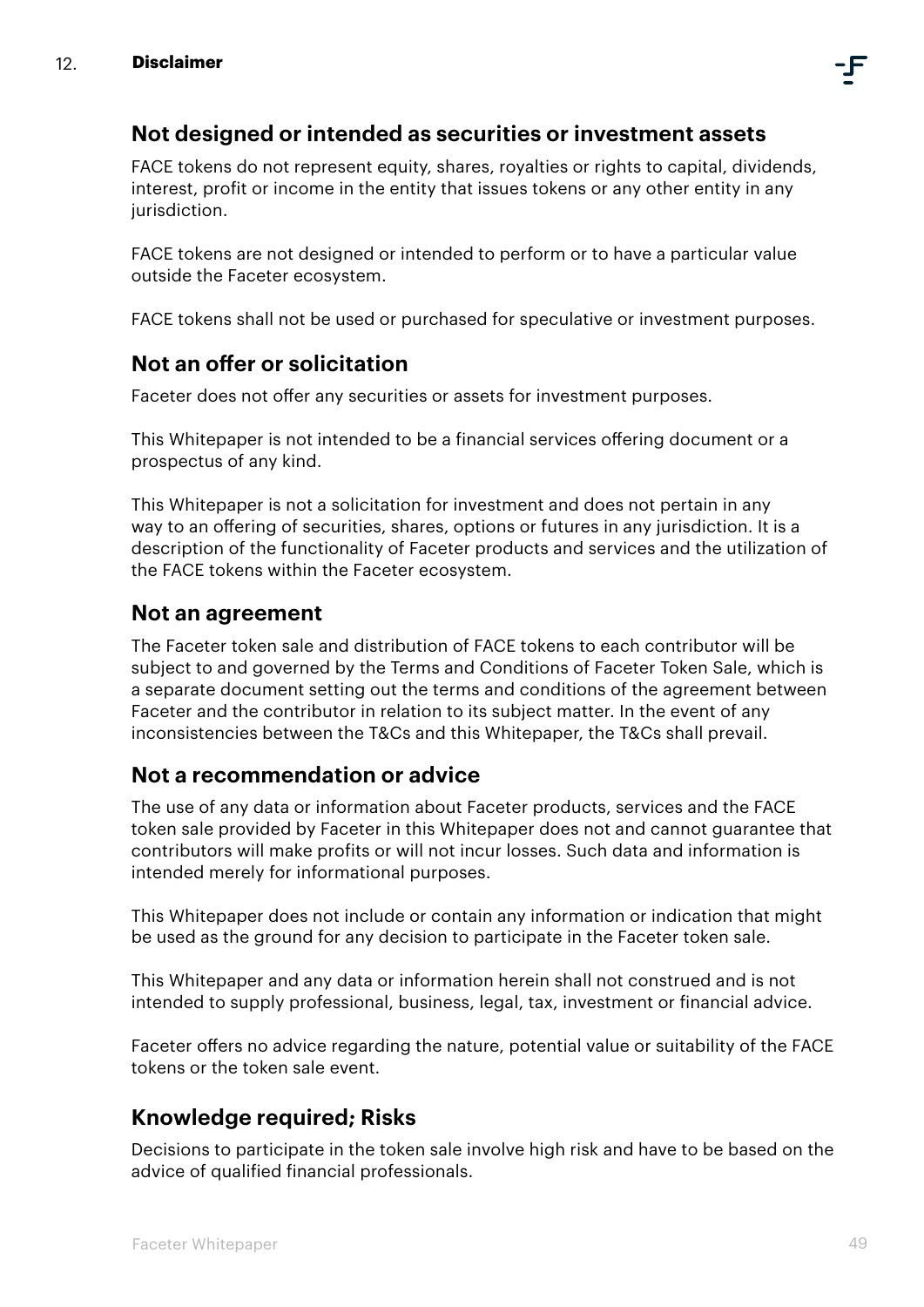## Not designed or intended as securities or investment assets

FACE tokens do not represent equity, shares, royalties or rights to capital, dividends, interest, profit or income in the entity that issues tokens or any other entity in any jurisdiction.

FACE tokens are not designed or intended to perform or to have a particular value outside the Faceter ecosystem.

FACE tokens shall not be used or purchased for speculative or investment purposes.

## Not an offer or solicitation

Faceter does not offer any securities or assets for investment purposes.

This Whitepaper is not intended to be a financial services offering document or a prospectus of any kind.

This Whitepaper is not a solicitation for investment and does not pertain in any way to an offering of securities, shares, options or futures in any jurisdiction. It is a description of the functionality of Faceter products and services and the utilization of the FACE tokens within the Faceter ecosystem.

## Not an agreement

The Faceter token sale and distribution of FACE tokens to each contributor will be subject to and governed by the Terms and Conditions of Faceter Token Sale, which is a separate document setting out the terms and conditions of the agreement between Faceter and the contributor in relation to its subject matter. In the event of any inconsistencies between the T&Cs and this Whitepaper, the T&Cs shall prevail.

## Not a recommendation or advice

The use of any data or information about Faceter products, services and the FACE token sale provided by Faceter in this Whitepaper does not and cannot guarantee that contributors will make profits or will not incur losses. Such data and information is intended merely for informational purposes.

This Whitepaper does not include or contain any information or indication that might be used as the ground for any decision to participate in the Faceter token sale.

This Whitepaper and any data or information herein shall not construed and is not intended to supply professional, business, legal, tax, investment or financial advice.

Faceter offers no advice regarding the nature, potential value or suitability of the FACE tokens or the token sale event.

## Knowledge required; Risks

Decisions to participate in the token sale involve high risk and have to be based on the advice of qualified financial professionals.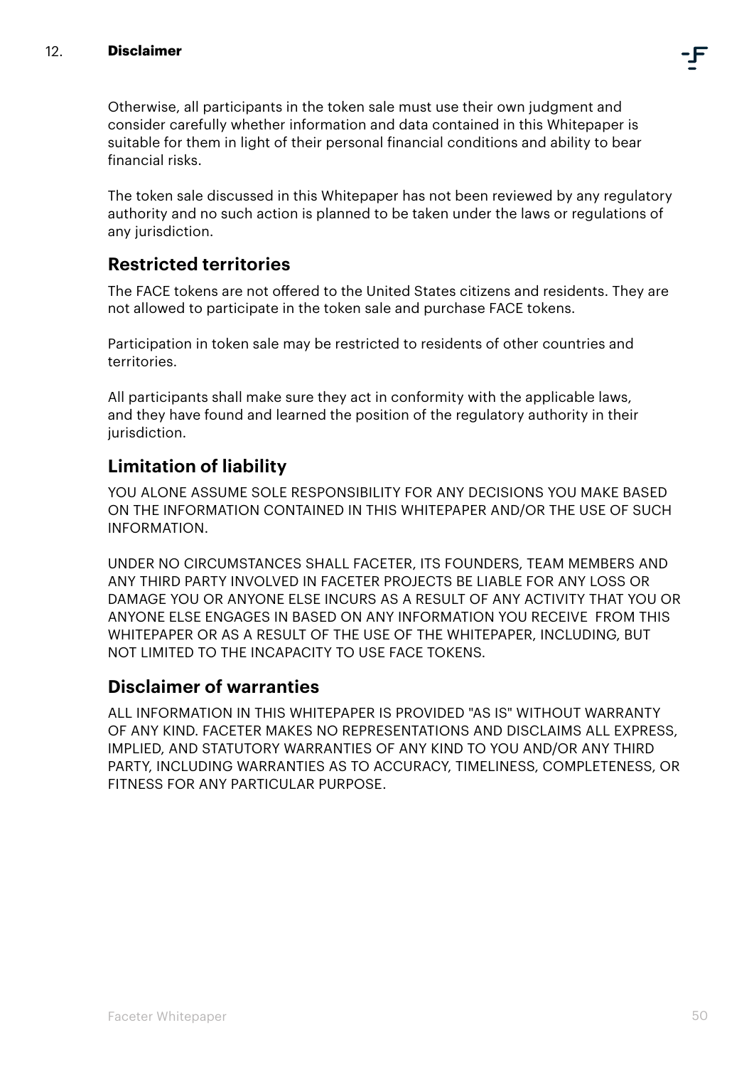Otherwise, all participants in the token sale must use their own judgment and consider carefully whether information and data contained in this Whitepaper is suitable for them in light of their personal financial conditions and ability to bear financial risks.

The token sale discussed in this Whitepaper has not been reviewed by any regulatory authority and no such action is planned to be taken under the laws or regulations of any jurisdiction.

## Restricted territories

The FACE tokens are not offered to the United States citizens and residents. They are not allowed to participate in the token sale and purchase FACE tokens.

Participation in token sale may be restricted to residents of other countries and territories.

All participants shall make sure they act in conformity with the applicable laws, and they have found and learned the position of the regulatory authority in their jurisdiction.

## Limitation of liability

YOU ALONE ASSUME SOLE RESPONSIBILITY FOR ANY DECISIONS YOU MAKE BASED ON THE INFORMATION CONTAINED IN THIS WHITEPAPER AND/OR THE USE OF SUCH INFORMATION.

UNDER NO CIRCUMSTANCES SHALL FACETER, ITS FOUNDERS, TEAM MEMBERS AND ANY THIRD PARTY INVOLVED IN FACETER PROJECTS BE LIABLE FOR ANY LOSS OR DAMAGE YOU OR ANYONE ELSE INCURS AS A RESULT OF ANY ACTIVITY THAT YOU OR ANYONE ELSE ENGAGES IN BASED ON ANY INFORMATION YOU RECEIVE FROM THIS WHITEPAPER OR AS A RESULT OF THE USE OF THE WHITEPAPER, INCLUDING, BUT NOT LIMITED TO THE INCAPACITY TO USE FACE TOKENS.

## Disclaimer of warranties

ALL INFORMATION IN THIS WHITEPAPER IS PROVIDED "AS IS" WITHOUT WARRANTY OF ANY KIND. FACETER MAKES NO REPRESENTATIONS AND DISCLAIMS ALL EXPRESS, IMPLIED, AND STATUTORY WARRANTIES OF ANY KIND TO YOU AND/OR ANY THIRD PARTY, INCLUDING WARRANTIES AS TO ACCURACY, TIMELINESS, COMPLETENESS, OR FITNESS FOR ANY PARTICULAR PURPOSE.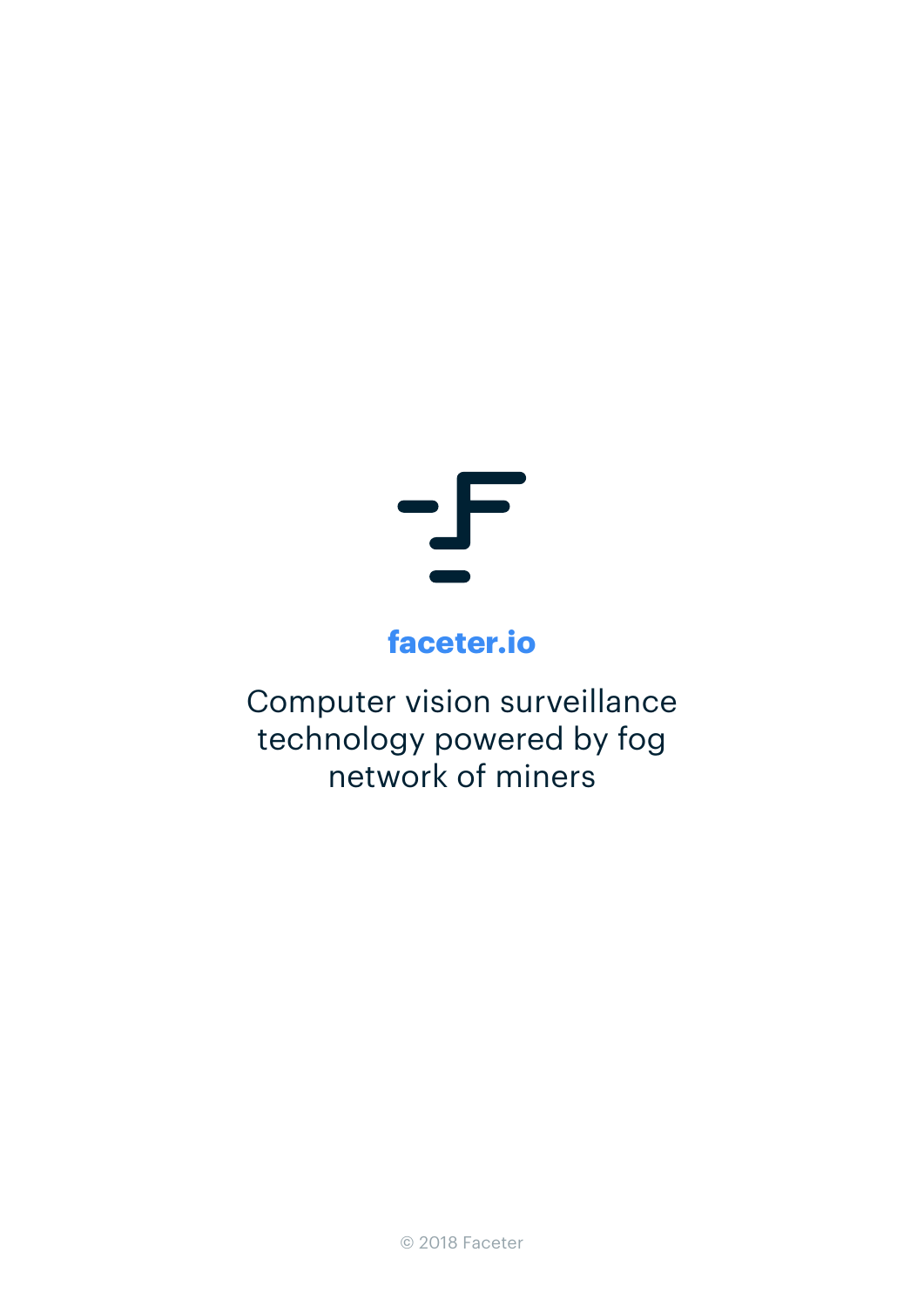**faceter.io**

Computer vision surveillance technology powered by fog network of miners

© 2018 Faceter